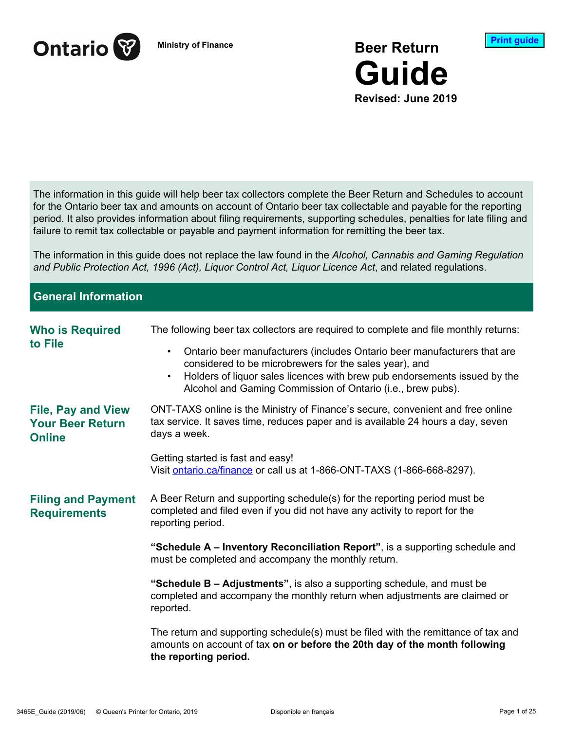Ontario

Ministry of Finance

# Beer Return Guide

**Revised: June 2019**

The information in this guide will help beer tax collectors complete the Beer Return and Schedules to account for the Ontario beer tax and amounts on account of Ontario beer tax collectable and payable for the reporting period. It also provides information about filing requirements, supporting schedules, penalties for late filing and failure to remit tax collectable or payable and payment information for remitting the beer tax.

The information in this guide does not replace the law found in the *Alcohol, Cannabis and Gaming Regulation and Public Protection Act, 1996 (Act), Liquor Control Act, Liquor Licence Act*, and related regulations.

## General Information

### Who is Required to File

The following beer tax collectors are required to complete and file monthly returns:

- Ontario beer manufacturers (includes Ontario beer manufacturers that are considered to be microbrewers for the sales year), and
- Holders of liquor sales licences with brew pub endorsements issued by the Alcohol and Gaming Commission of Ontario (i.e., brew pubs).

### File, Pay and View Your Beer Return Online

ONT-TAXS online is the Ministry of Finance's secure, convenient and free online tax service. It saves time, reduces paper and is available 24 hours a day, seven days a week.

Getting started is fast and easy!
Visit [ontario.ca/finance](ontario.ca/finance) or call us at 1-866-ONT-TAXS (1-866-668-8297).

### Filing and Payment Requirements

A Beer Return and supporting schedule(s) for the reporting period must be completed and filed even if you did not have any activity to report for the reporting period.

**"Schedule A – Inventory Reconciliation Report"**, is a supporting schedule and must be completed and accompany the monthly return.

**"Schedule B – Adjustments"**, is also a supporting schedule, and must be completed and accompany the monthly return when adjustments are claimed or reported.

The return and supporting schedule(s) must be filed with the remittance of tax and amounts on account of tax **on or before the 20th day of the month following the reporting period.**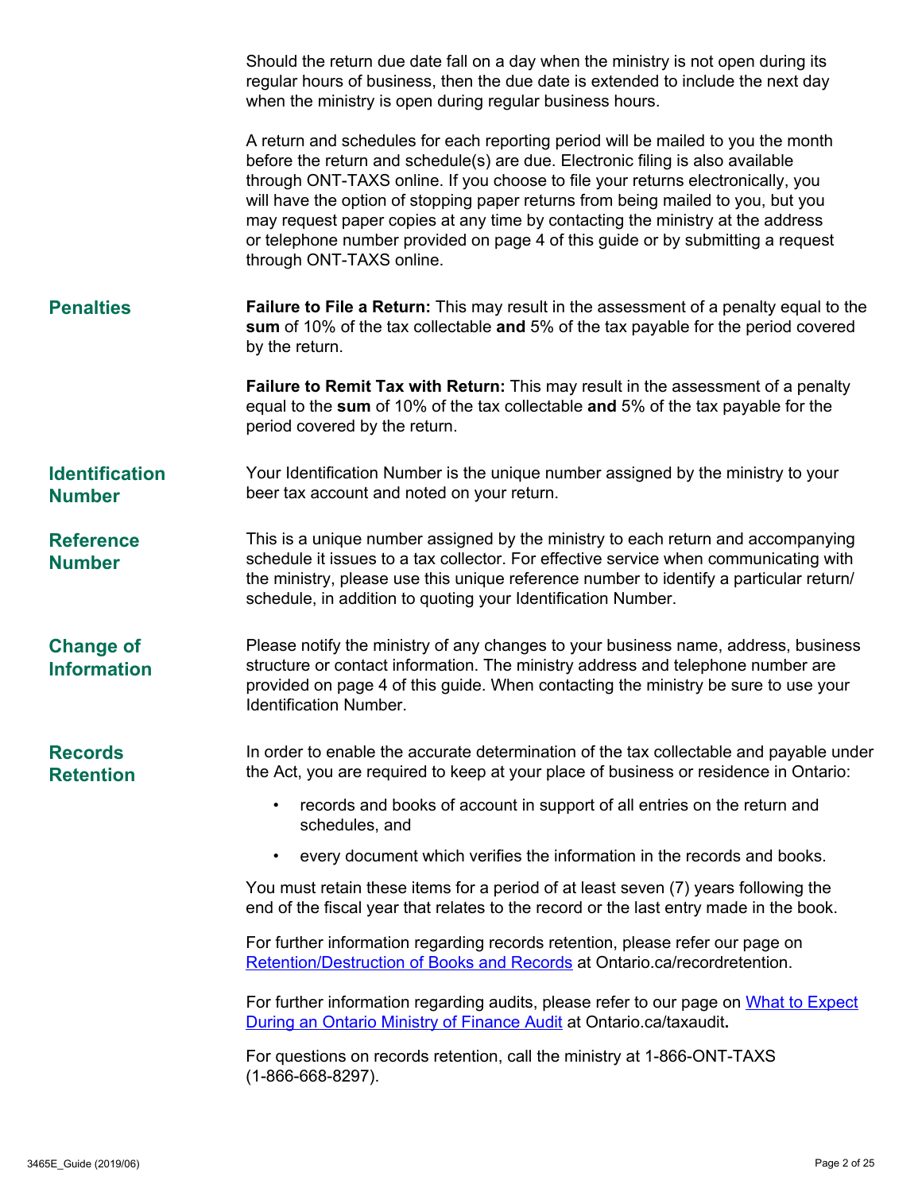Should the return due date fall on a day when the ministry is not open during its regular hours of business, then the due date is extended to include the next day when the ministry is open during regular business hours.

A return and schedules for each reporting period will be mailed to you the month before the return and schedule(s) are due. Electronic filing is also available through ONT-TAXS online. If you choose to file your returns electronically, you will have the option of stopping paper returns from being mailed to you, but you may request paper copies at any time by contacting the ministry at the address or telephone number provided on page 4 of this guide or by submitting a request through ONT-TAXS online.

## Penalties

**Failure to File a Return:** This may result in the assessment of a penalty equal to the **sum** of 10% of the tax collectable **and** 5% of the tax payable for the period covered by the return.

**Failure to Remit Tax with Return:** This may result in the assessment of a penalty equal to the **sum** of 10% of the tax collectable **and** 5% of the tax payable for the period covered by the return.

## Identification Number

Your Identification Number is the unique number assigned by the ministry to your beer tax account and noted on your return.

## Reference Number

This is a unique number assigned by the ministry to each return and accompanying schedule it issues to a tax collector. For effective service when communicating with the ministry, please use this unique reference number to identify a particular return/schedule, in addition to quoting your Identification Number.

## Change of Information

Please notify the ministry of any changes to your business name, address, business structure or contact information. The ministry address and telephone number are provided on page 4 of this guide. When contacting the ministry be sure to use your Identification Number.

## Records Retention

In order to enable the accurate determination of the tax collectable and payable under the Act, you are required to keep at your place of business or residence in Ontario:

- records and books of account in support of all entries on the return and schedules, and
- every document which verifies the information in the records and books.

You must retain these items for a period of at least seven (7) years following the end of the fiscal year that relates to the record or the last entry made in the book.

For further information regarding records retention, please refer our page on Retention/Destruction of Books and Records at Ontario.ca/recordretention.

For further information regarding audits, please refer to our page on What to Expect During an Ontario Ministry of Finance Audit at Ontario.ca/taxaudit**.**

For questions on records retention, call the ministry at 1-866-ONT-TAXS (1-866-668-8297).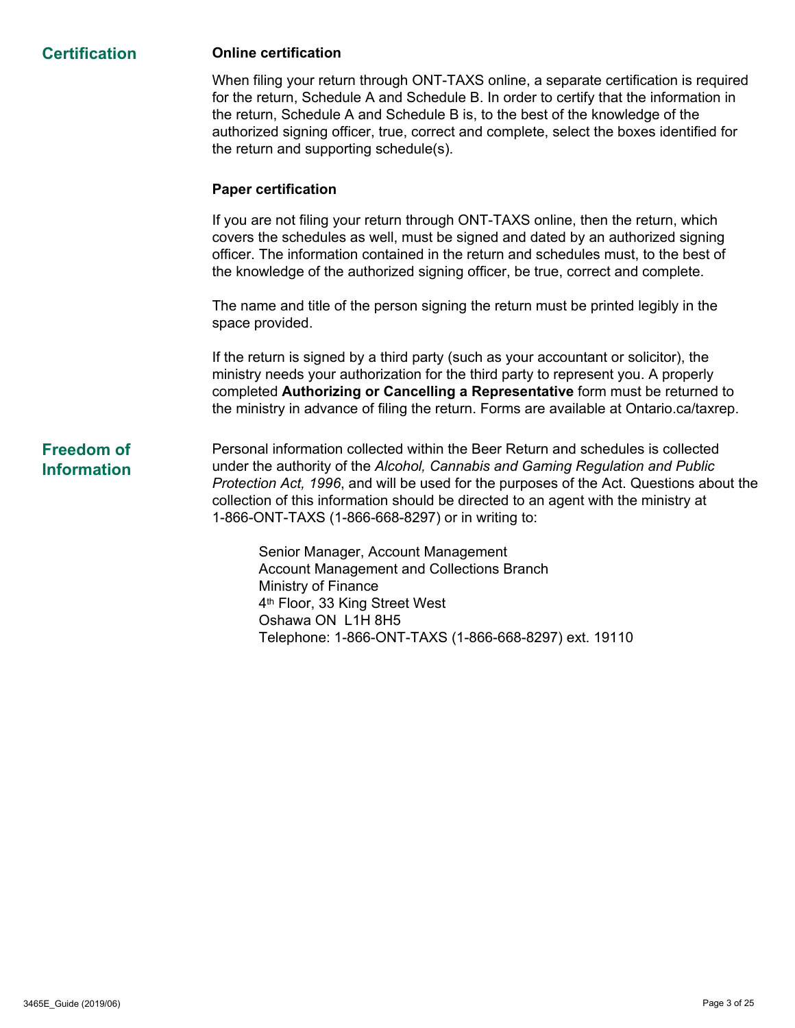## Certification

### Online certification

When filing your return through ONT-TAXS online, a separate certification is required for the return, Schedule A and Schedule B. In order to certify that the information in the return, Schedule A and Schedule B is, to the best of the knowledge of the authorized signing officer, true, correct and complete, select the boxes identified for the return and supporting schedule(s).

### Paper certification

If you are not filing your return through ONT-TAXS online, then the return, which covers the schedules as well, must be signed and dated by an authorized signing officer. The information contained in the return and schedules must, to the best of the knowledge of the authorized signing officer, be true, correct and complete.

The name and title of the person signing the return must be printed legibly in the space provided.

If the return is signed by a third party (such as your accountant or solicitor), the ministry needs your authorization for the third party to represent you. A properly completed **Authorizing or Cancelling a Representative** form must be returned to the ministry in advance of filing the return. Forms are available at Ontario.ca/taxrep.

## Freedom of Information

Personal information collected within the Beer Return and schedules is collected under the authority of the *Alcohol, Cannabis and Gaming Regulation and Public Protection Act, 1996*, and will be used for the purposes of the Act. Questions about the collection of this information should be directed to an agent with the ministry at 1-866-ONT-TAXS (1-866-668-8297) or in writing to:

Senior Manager, Account Management
Account Management and Collections Branch
Ministry of Finance
4th Floor, 33 King Street West
Oshawa ON L1H 8H5
Telephone: 1-866-ONT-TAXS (1-866-668-8297) ext. 19110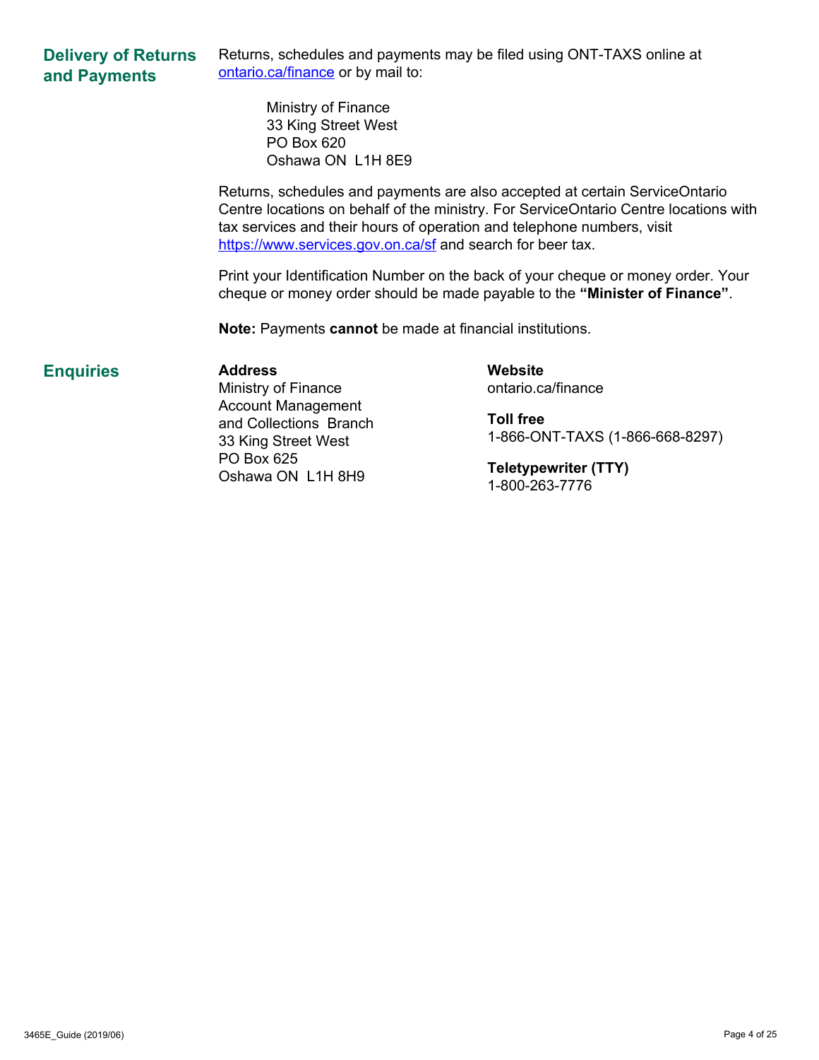## Delivery of Returns and Payments

Returns, schedules and payments may be filed using ONT-TAXS online at [ontario.ca/finance](ontario.ca/finance) or by mail to:

Ministry of Finance
33 King Street West
PO Box 620
Oshawa ON  L1H 8E9

Returns, schedules and payments are also accepted at certain ServiceOntario Centre locations on behalf of the ministry. For ServiceOntario Centre locations with tax services and their hours of operation and telephone numbers, visit [https://www.services.gov.on.ca/sf](https://www.services.gov.on.ca/sf) and search for beer tax.

Print your Identification Number on the back of your cheque or money order. Your cheque or money order should be made payable to the **"Minister of Finance"**.

**Note:** Payments **cannot** be made at financial institutions.

## Enquiries

**Address**
Ministry of Finance
Account Management and Collections Branch
33 King Street West
PO Box 625
Oshawa ON  L1H 8H9

**Website**
ontario.ca/finance

**Toll free**
1-866-ONT-TAXS (1-866-668-8297)

**Teletypewriter (TTY)**
1-800-263-7776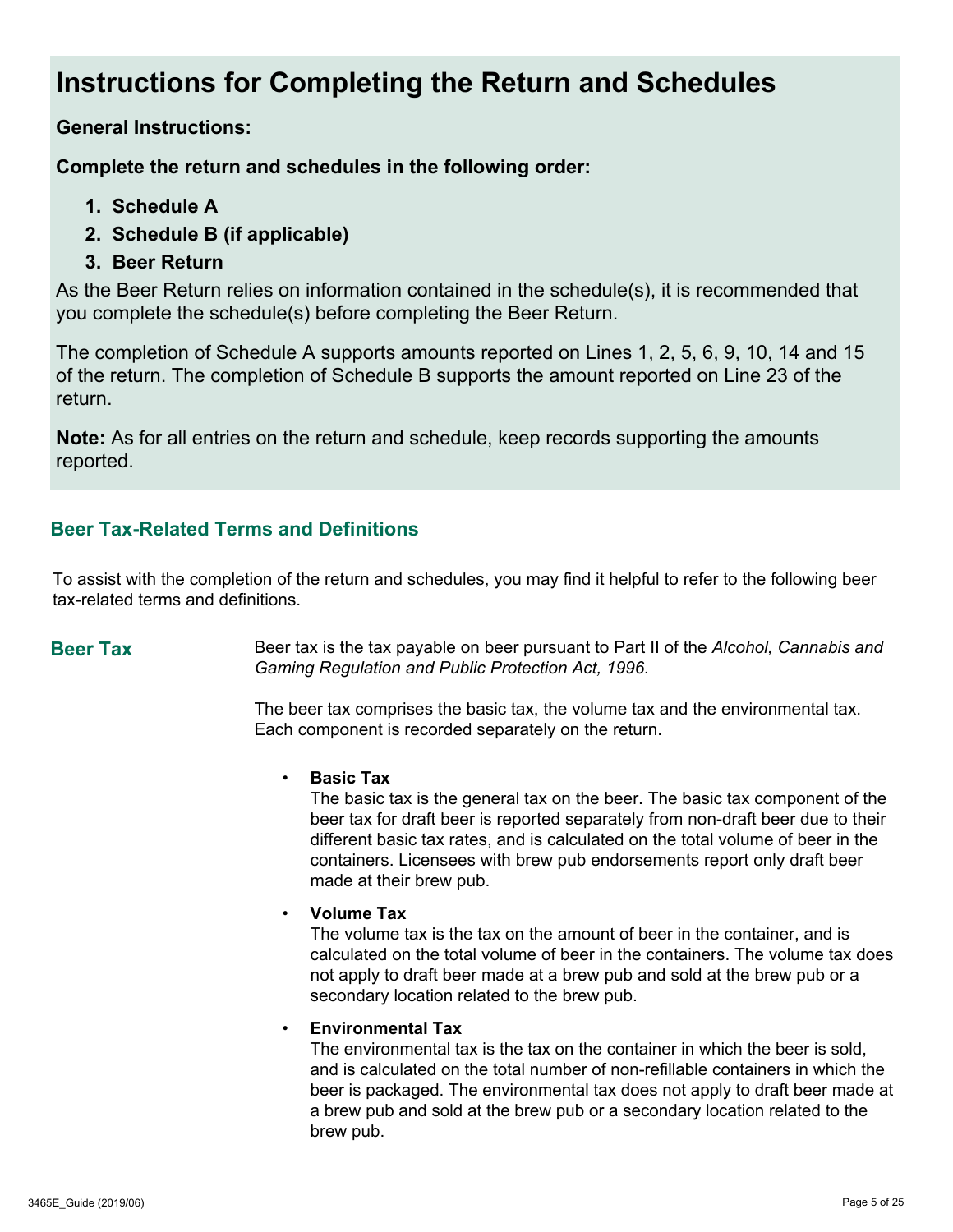# Instructions for Completing the Return and Schedules

**General Instructions:**

**Complete the return and schedules in the following order:**

1. **Schedule A**
2. **Schedule B (if applicable)**
3. **Beer Return**

As the Beer Return relies on information contained in the schedule(s), it is recommended that you complete the schedule(s) before completing the Beer Return.

The completion of Schedule A supports amounts reported on Lines 1, 2, 5, 6, 9, 10, 14 and 15 of the return. The completion of Schedule B supports the amount reported on Line 23 of the return.

**Note:** As for all entries on the return and schedule, keep records supporting the amounts reported.

## Beer Tax-Related Terms and Definitions

To assist with the completion of the return and schedules, you may find it helpful to refer to the following beer tax-related terms and definitions.

### Beer Tax

Beer tax is the tax payable on beer pursuant to Part II of the *Alcohol, Cannabis and Gaming Regulation and Public Protection Act, 1996.*

The beer tax comprises the basic tax, the volume tax and the environmental tax. Each component is recorded separately on the return.

- **Basic Tax**
  The basic tax is the general tax on the beer. The basic tax component of the beer tax for draft beer is reported separately from non-draft beer due to their different basic tax rates, and is calculated on the total volume of beer in the containers. Licensees with brew pub endorsements report only draft beer made at their brew pub.

- **Volume Tax**
  The volume tax is the tax on the amount of beer in the container, and is calculated on the total volume of beer in the containers. The volume tax does not apply to draft beer made at a brew pub and sold at the brew pub or a secondary location related to the brew pub.

- **Environmental Tax**
  The environmental tax is the tax on the container in which the beer is sold, and is calculated on the total number of non-refillable containers in which the beer is packaged. The environmental tax does not apply to draft beer made at a brew pub and sold at the brew pub or a secondary location related to the brew pub.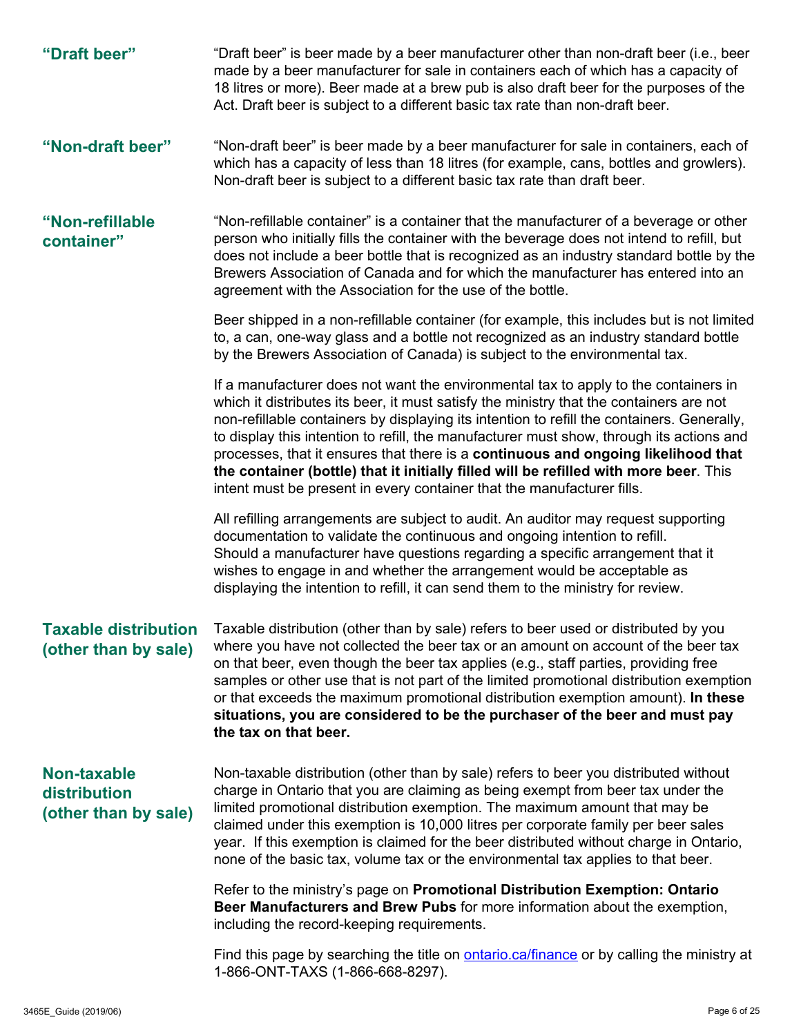**"Draft beer"**

"Draft beer" is beer made by a beer manufacturer other than non-draft beer (i.e., beer made by a beer manufacturer for sale in containers each of which has a capacity of 18 litres or more). Beer made at a brew pub is also draft beer for the purposes of the Act. Draft beer is subject to a different basic tax rate than non-draft beer.

**"Non-draft beer"**

"Non-draft beer" is beer made by a beer manufacturer for sale in containers, each of which has a capacity of less than 18 litres (for example, cans, bottles and growlers). Non-draft beer is subject to a different basic tax rate than draft beer.

**"Non-refillable container"**

"Non-refillable container" is a container that the manufacturer of a beverage or other person who initially fills the container with the beverage does not intend to refill, but does not include a beer bottle that is recognized as an industry standard bottle by the Brewers Association of Canada and for which the manufacturer has entered into an agreement with the Association for the use of the bottle.

Beer shipped in a non-refillable container (for example, this includes but is not limited to, a can, one-way glass and a bottle not recognized as an industry standard bottle by the Brewers Association of Canada) is subject to the environmental tax.

If a manufacturer does not want the environmental tax to apply to the containers in which it distributes its beer, it must satisfy the ministry that the containers are not non-refillable containers by displaying its intention to refill the containers. Generally, to display this intention to refill, the manufacturer must show, through its actions and processes, that it ensures that there is a **continuous and ongoing likelihood that the container (bottle) that it initially filled will be refilled with more beer**. This intent must be present in every container that the manufacturer fills.

All refilling arrangements are subject to audit. An auditor may request supporting documentation to validate the continuous and ongoing intention to refill. Should a manufacturer have questions regarding a specific arrangement that it wishes to engage in and whether the arrangement would be acceptable as displaying the intention to refill, it can send them to the ministry for review.

**Taxable distribution (other than by sale)**

Taxable distribution (other than by sale) refers to beer used or distributed by you where you have not collected the beer tax or an amount on account of the beer tax on that beer, even though the beer tax applies (e.g., staff parties, providing free samples or other use that is not part of the limited promotional distribution exemption or that exceeds the maximum promotional distribution exemption amount). **In these situations, you are considered to be the purchaser of the beer and must pay the tax on that beer.**

**Non-taxable distribution (other than by sale)**

Non-taxable distribution (other than by sale) refers to beer you distributed without charge in Ontario that you are claiming as being exempt from beer tax under the limited promotional distribution exemption. The maximum amount that may be claimed under this exemption is 10,000 litres per corporate family per beer sales year. If this exemption is claimed for the beer distributed without charge in Ontario, none of the basic tax, volume tax or the environmental tax applies to that beer.

Refer to the ministry's page on **Promotional Distribution Exemption: Ontario Beer Manufacturers and Brew Pubs** for more information about the exemption, including the record-keeping requirements.

Find this page by searching the title on [ontario.ca/finance](ontario.ca/finance) or by calling the ministry at 1-866-ONT-TAXS (1-866-668-8297).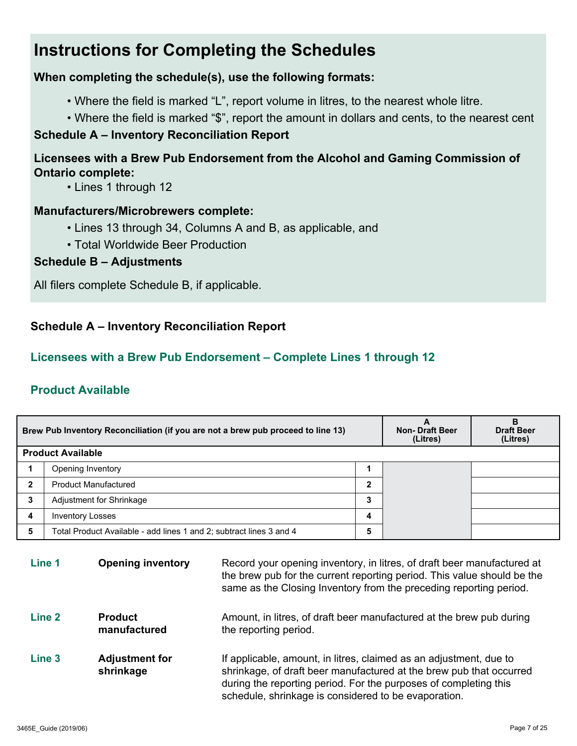# Instructions for Completing the Schedules

**When completing the schedule(s), use the following formats:**

- Where the field is marked “L”, report volume in litres, to the nearest whole litre.
- Where the field is marked “$”, report the amount in dollars and cents, to the nearest cent

**Schedule A – Inventory Reconciliation Report**

**Licensees with a Brew Pub Endorsement from the Alcohol and Gaming Commission of Ontario complete:**

- Lines 1 through 12

**Manufacturers/Microbrewers complete:**

- Lines 13 through 34, Columns A and B, as applicable, and
- Total Worldwide Beer Production

**Schedule B – Adjustments**

All filers complete Schedule B, if applicable.

## Schedule A – Inventory Reconciliation Report

### Licensees with a Brew Pub Endorsement – Complete Lines 1 through 12

### Product Available

| Brew Pub Inventory Reconciliation (if you are not a brew pub proceed to line 13) | | | A Non- Draft Beer (Litres) | B Draft Beer (Litres) |
|---|---|---|---|---|
| **Product Available** | | | | |
| 1 | Opening Inventory | 1 | | |
| 2 | Product Manufactured | 2 | | |
| 3 | Adjustment for Shrinkage | 3 | | |
| 4 | Inventory Losses | 4 | | |
| 5 | Total Product Available - add lines 1 and 2; subtract lines 3 and 4 | 5 | | |

**Line 1** — **Opening inventory**: Record your opening inventory, in litres, of draft beer manufactured at the brew pub for the current reporting period. This value should be the same as the Closing Inventory from the preceding reporting period.

**Line 2** — **Product manufactured**: Amount, in litres, of draft beer manufactured at the brew pub during the reporting period.

**Line 3** — **Adjustment for shrinkage**: If applicable, amount, in litres, claimed as an adjustment, due to shrinkage, of draft beer manufactured at the brew pub that occurred during the reporting period. For the purposes of completing this schedule, shrinkage is considered to be evaporation.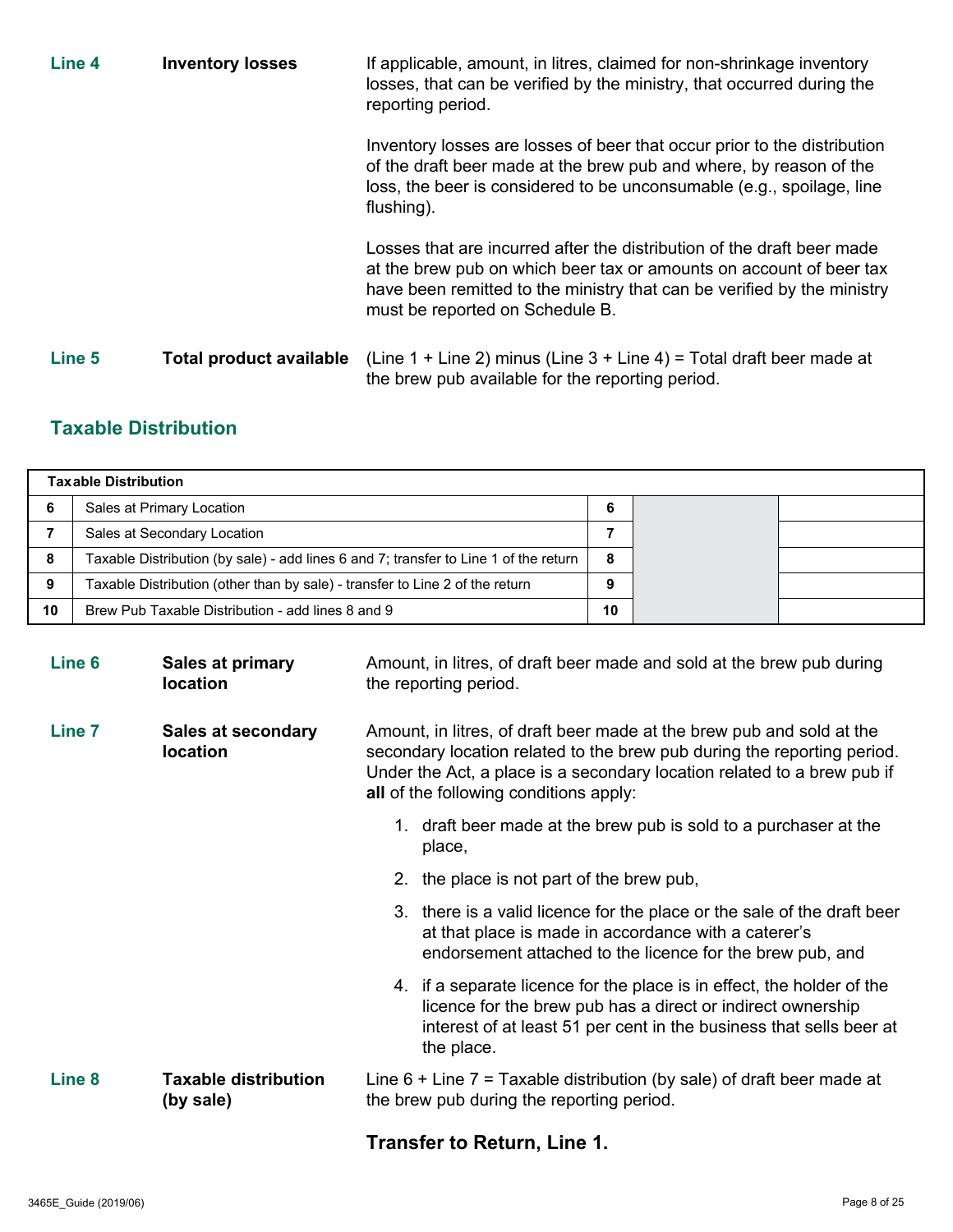**Line 4** **Inventory losses**

If applicable, amount, in litres, claimed for non-shrinkage inventory losses, that can be verified by the ministry, that occurred during the reporting period.

Inventory losses are losses of beer that occur prior to the distribution of the draft beer made at the brew pub and where, by reason of the loss, the beer is considered to be unconsumable (e.g., spoilage, line flushing).

Losses that are incurred after the distribution of the draft beer made at the brew pub on which beer tax or amounts on account of beer tax have been remitted to the ministry that can be verified by the ministry must be reported on Schedule B.

**Line 5** **Total product available**

(Line 1 + Line 2) minus (Line 3 + Line 4) = Total draft beer made at the brew pub available for the reporting period.

## Taxable Distribution

| Taxable Distribution | | | | |
|---|---|---|---|---|
| 6 | Sales at Primary Location | 6 | | |
| 7 | Sales at Secondary Location | 7 | | |
| 8 | Taxable Distribution (by sale) - add lines 6 and 7; transfer to Line 1 of the return | 8 | | |
| 9 | Taxable Distribution (other than by sale) - transfer to Line 2 of the return | 9 | | |
| 10 | Brew Pub Taxable Distribution - add lines 8 and 9 | 10 | | |

**Line 6** **Sales at primary location**

Amount, in litres, of draft beer made and sold at the brew pub during the reporting period.

**Line 7** **Sales at secondary location**

Amount, in litres, of draft beer made at the brew pub and sold at the secondary location related to the brew pub during the reporting period. Under the Act, a place is a secondary location related to a brew pub if **all** of the following conditions apply:

1. draft beer made at the brew pub is sold to a purchaser at the place,
2. the place is not part of the brew pub,
3. there is a valid licence for the place or the sale of the draft beer at that place is made in accordance with a caterer's endorsement attached to the licence for the brew pub, and
4. if a separate licence for the place is in effect, the holder of the licence for the brew pub has a direct or indirect ownership interest of at least 51 per cent in the business that sells beer at the place.

**Line 8** **Taxable distribution (by sale)**

Line 6 + Line 7 = Taxable distribution (by sale) of draft beer made at the brew pub during the reporting period.

### Transfer to Return, Line 1.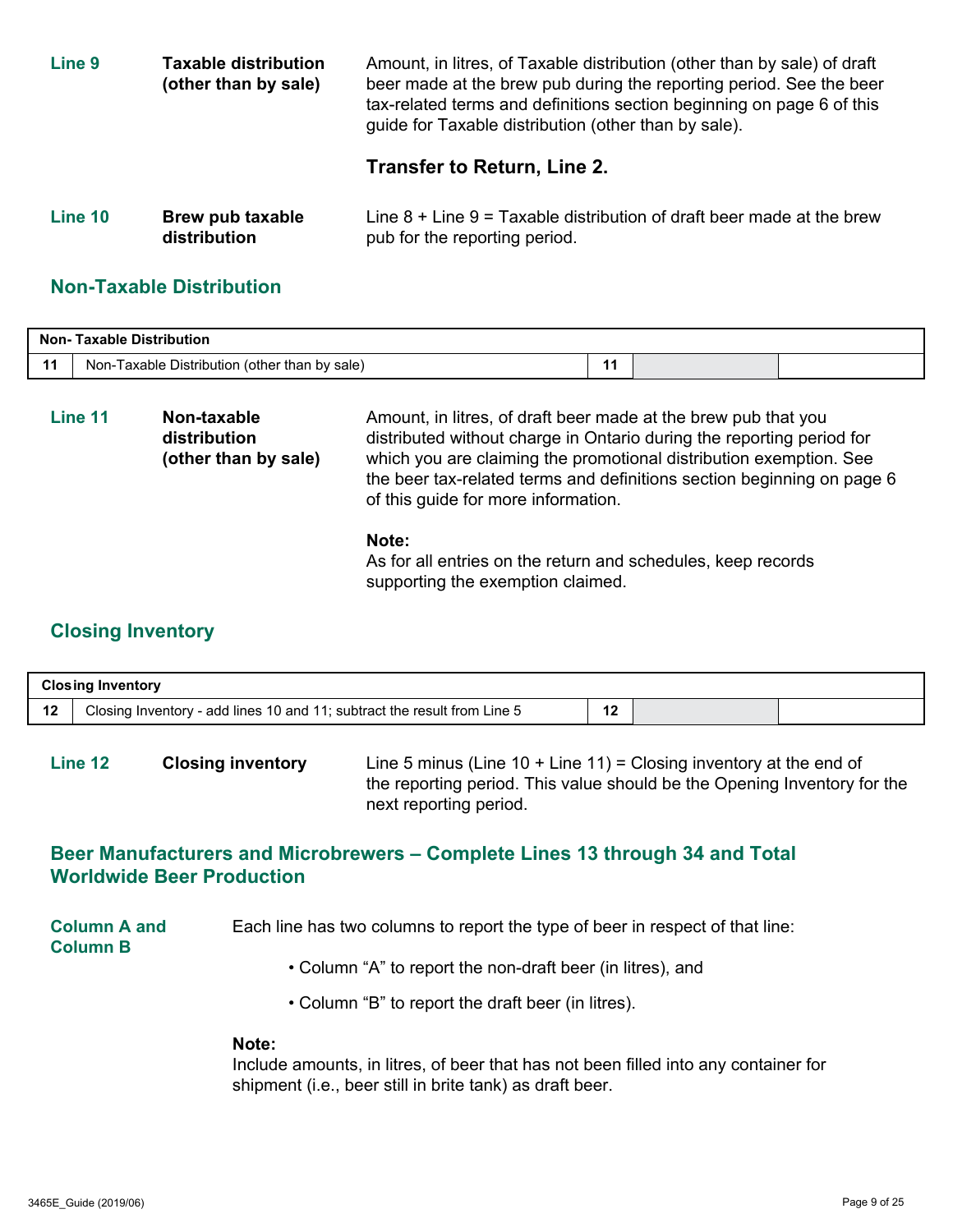**Line 9** | **Taxable distribution (other than by sale)**

Amount, in litres, of Taxable distribution (other than by sale) of draft beer made at the brew pub during the reporting period. See the beer tax-related terms and definitions section beginning on page 6 of this guide for Taxable distribution (other than by sale).

**Transfer to Return, Line 2.**

**Line 10** | **Brew pub taxable distribution**

Line 8 + Line 9 = Taxable distribution of draft beer made at the brew pub for the reporting period.

## Non-Taxable Distribution

| Non- Taxable Distribution | | | | |
|---|---|---|---|---|
| 11 | Non-Taxable Distribution (other than by sale) | 11 | | |

**Line 11** | **Non-taxable distribution (other than by sale)**

Amount, in litres, of draft beer made at the brew pub that you distributed without charge in Ontario during the reporting period for which you are claiming the promotional distribution exemption. See the beer tax-related terms and definitions section beginning on page 6 of this guide for more information.

**Note:**
As for all entries on the return and schedules, keep records supporting the exemption claimed.

## Closing Inventory

| Closing Inventory | | | | |
|---|---|---|---|---|
| 12 | Closing Inventory - add lines 10 and 11; subtract the result from Line 5 | 12 | | |

**Line 12** | **Closing inventory**

Line 5 minus (Line 10 + Line 11) = Closing inventory at the end of the reporting period. This value should be the Opening Inventory for the next reporting period.

## Beer Manufacturers and Microbrewers – Complete Lines 13 through 34 and Total Worldwide Beer Production

**Column A and Column B**

Each line has two columns to report the type of beer in respect of that line:

- Column "A" to report the non-draft beer (in litres), and
- Column "B" to report the draft beer (in litres).

**Note:**
Include amounts, in litres, of beer that has not been filled into any container for shipment (i.e., beer still in brite tank) as draft beer.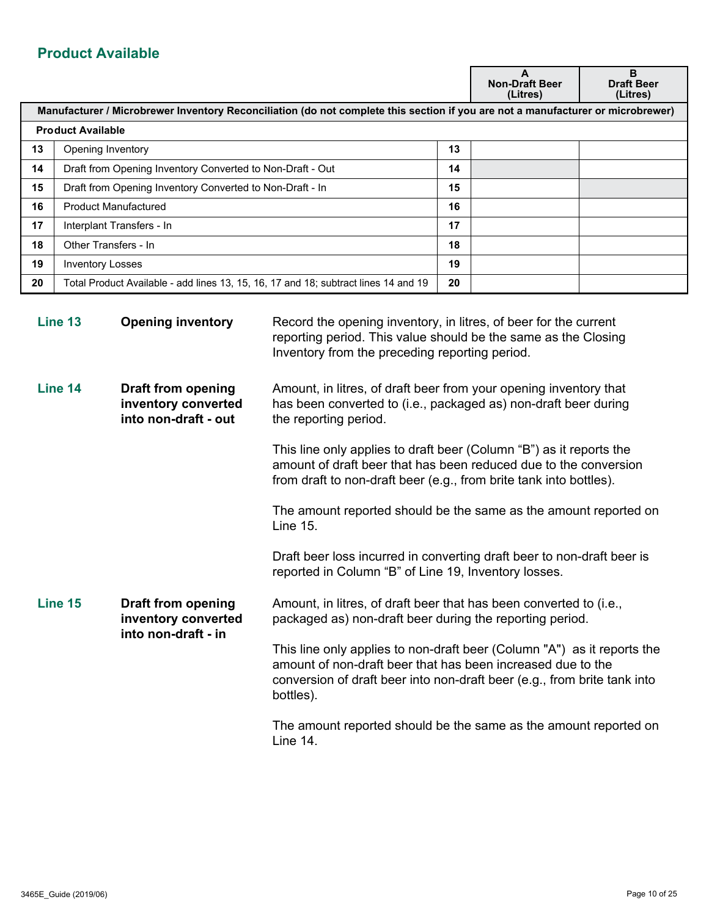## Product Available

| | | | A<br>Non-Draft Beer<br>(Litres) | B<br>Draft Beer<br>(Litres) |
|---|---|---|---|---|
| **Manufacturer / Microbrewer Inventory Reconciliation (do not complete this section if you are not a manufacturer or microbrewer)** | | | | |
| **Product Available** | | | | |
| 13 | Opening Inventory | 13 | | |
| 14 | Draft from Opening Inventory Converted to Non-Draft - Out | 14 | | |
| 15 | Draft from Opening Inventory Converted to Non-Draft - In | 15 | | |
| 16 | Product Manufactured | 16 | | |
| 17 | Interplant Transfers - In | 17 | | |
| 18 | Other Transfers - In | 18 | | |
| 19 | Inventory Losses | 19 | | |
| 20 | Total Product Available - add lines 13, 15, 16, 17 and 18; subtract lines 14 and 19 | 20 | | |

**Line 13** **Opening inventory**

Record the opening inventory, in litres, of beer for the current reporting period. This value should be the same as the Closing Inventory from the preceding reporting period.

**Line 14** **Draft from opening inventory converted into non-draft - out**

Amount, in litres, of draft beer from your opening inventory that has been converted to (i.e., packaged as) non-draft beer during the reporting period.

This line only applies to draft beer (Column "B") as it reports the amount of draft beer that has been reduced due to the conversion from draft to non-draft beer (e.g., from brite tank into bottles).

The amount reported should be the same as the amount reported on Line 15.

Draft beer loss incurred in converting draft beer to non-draft beer is reported in Column "B" of Line 19, Inventory losses.

**Line 15** **Draft from opening inventory converted into non-draft - in**

Amount, in litres, of draft beer that has been converted to (i.e., packaged as) non-draft beer during the reporting period.

This line only applies to non-draft beer (Column "A") as it reports the amount of non-draft beer that has been increased due to the conversion of draft beer into non-draft beer (e.g., from brite tank into bottles).

The amount reported should be the same as the amount reported on Line 14.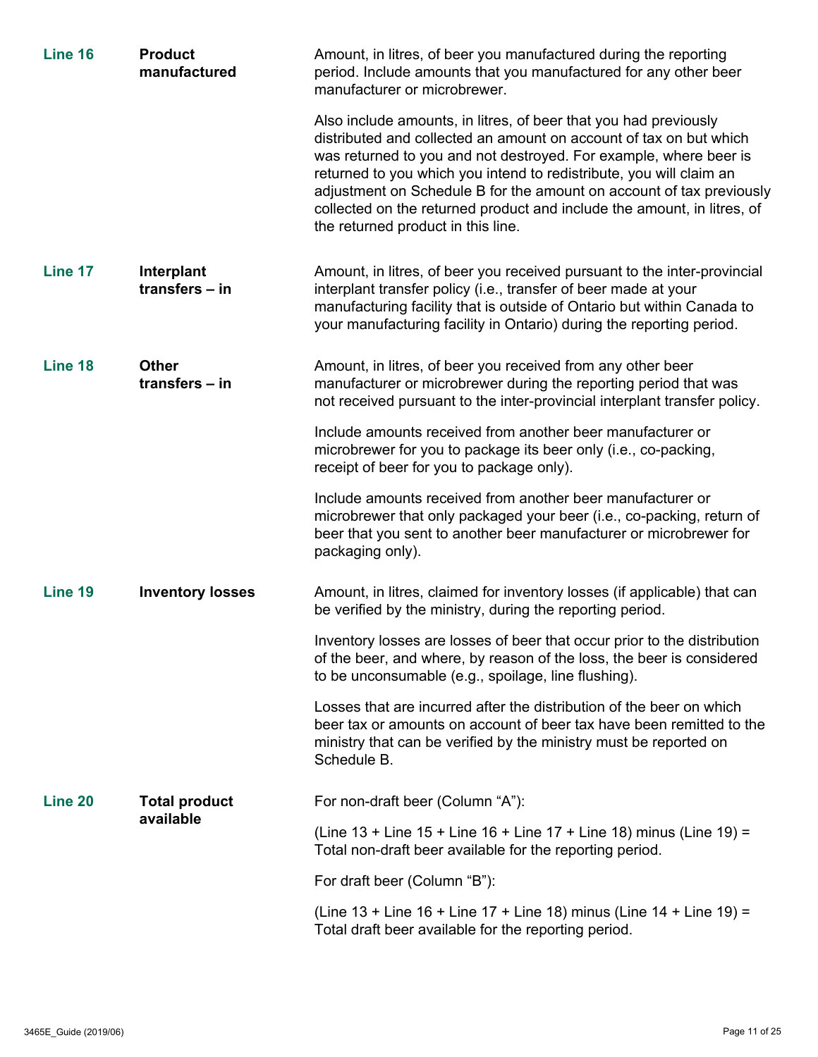**Line 16** **Product manufactured**

Amount, in litres, of beer you manufactured during the reporting period. Include amounts that you manufactured for any other beer manufacturer or microbrewer.

Also include amounts, in litres, of beer that you had previously distributed and collected an amount on account of tax on but which was returned to you and not destroyed. For example, where beer is returned to you which you intend to redistribute, you will claim an adjustment on Schedule B for the amount on account of tax previously collected on the returned product and include the amount, in litres, of the returned product in this line.

**Line 17** **Interplant transfers – in**

Amount, in litres, of beer you received pursuant to the inter-provincial interplant transfer policy (i.e., transfer of beer made at your manufacturing facility that is outside of Ontario but within Canada to your manufacturing facility in Ontario) during the reporting period.

**Line 18** **Other transfers – in**

Amount, in litres, of beer you received from any other beer manufacturer or microbrewer during the reporting period that was not received pursuant to the inter-provincial interplant transfer policy.

Include amounts received from another beer manufacturer or microbrewer for you to package its beer only (i.e., co-packing, receipt of beer for you to package only).

Include amounts received from another beer manufacturer or microbrewer that only packaged your beer (i.e., co-packing, return of beer that you sent to another beer manufacturer or microbrewer for packaging only).

**Line 19** **Inventory losses**

Amount, in litres, claimed for inventory losses (if applicable) that can be verified by the ministry, during the reporting period.

Inventory losses are losses of beer that occur prior to the distribution of the beer, and where, by reason of the loss, the beer is considered to be unconsumable (e.g., spoilage, line flushing).

Losses that are incurred after the distribution of the beer on which beer tax or amounts on account of beer tax have been remitted to the ministry that can be verified by the ministry must be reported on Schedule B.

**Line 20** **Total product available**

For non-draft beer (Column "A"):

(Line 13 + Line 15 + Line 16 + Line 17 + Line 18) minus (Line 19) = Total non-draft beer available for the reporting period.

For draft beer (Column "B"):

(Line 13 + Line 16 + Line 17 + Line 18) minus (Line 14 + Line 19) = Total draft beer available for the reporting period.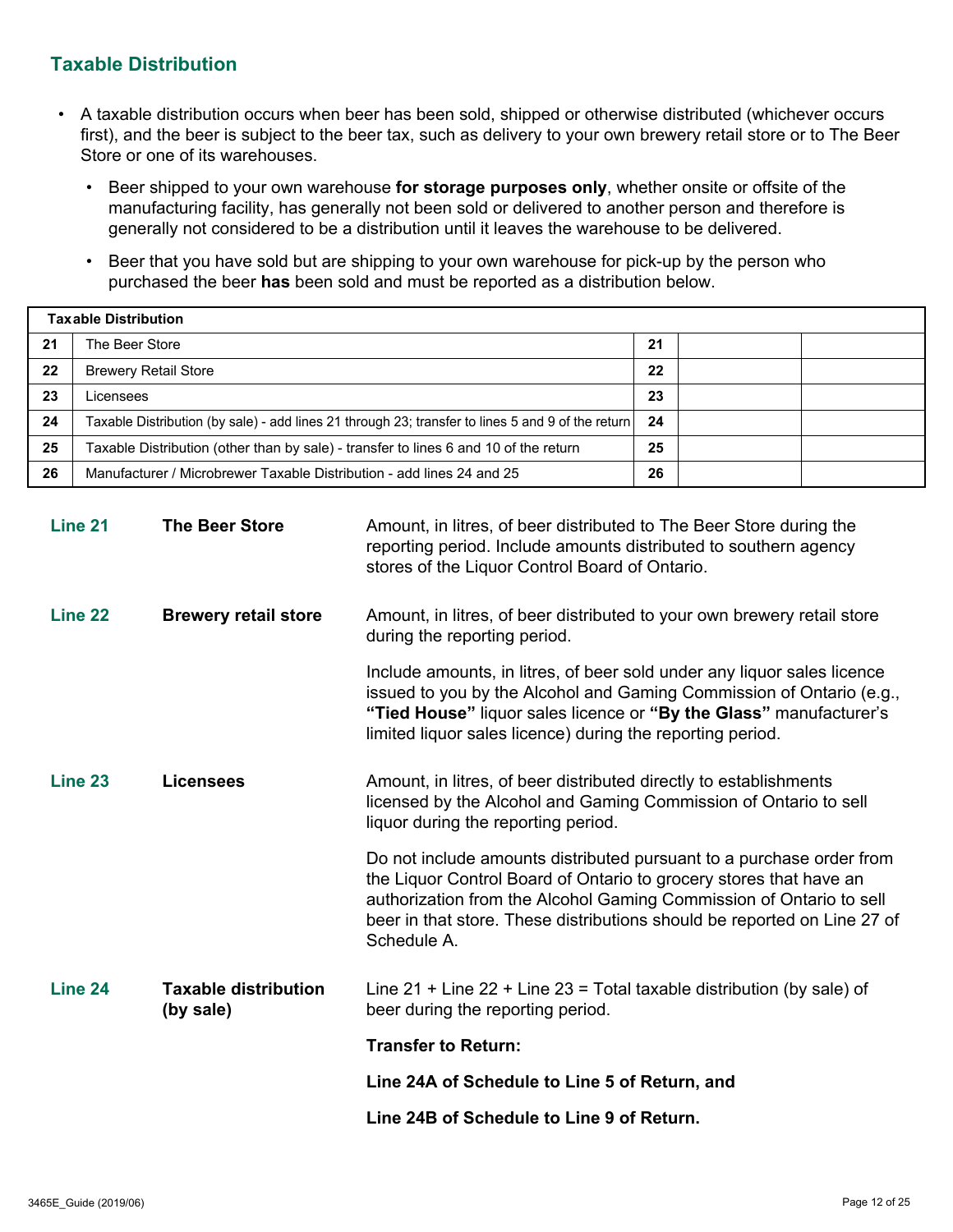## Taxable Distribution

- A taxable distribution occurs when beer has been sold, shipped or otherwise distributed (whichever occurs first), and the beer is subject to the beer tax, such as delivery to your own brewery retail store or to The Beer Store or one of its warehouses.
  - Beer shipped to your own warehouse **for storage purposes only**, whether onsite or offsite of the manufacturing facility, has generally not been sold or delivered to another person and therefore is generally not considered to be a distribution until it leaves the warehouse to be delivered.
  - Beer that you have sold but are shipping to your own warehouse for pick-up by the person who purchased the beer **has** been sold and must be reported as a distribution below.

| Taxable Distribution | | | | |
|---|---|---|---|---|
| 21 | The Beer Store | 21 | | |
| 22 | Brewery Retail Store | 22 | | |
| 23 | Licensees | 23 | | |
| 24 | Taxable Distribution (by sale) - add lines 21 through 23; transfer to lines 5 and 9 of the return | 24 | | |
| 25 | Taxable Distribution (other than by sale) - transfer to lines 6 and 10 of the return | 25 | | |
| 26 | Manufacturer / Microbrewer Taxable Distribution - add lines 24 and 25 | 26 | | |

**Line 21** **The Beer Store**

Amount, in litres, of beer distributed to The Beer Store during the reporting period. Include amounts distributed to southern agency stores of the Liquor Control Board of Ontario.

**Line 22** **Brewery retail store**

Amount, in litres, of beer distributed to your own brewery retail store during the reporting period.

Include amounts, in litres, of beer sold under any liquor sales licence issued to you by the Alcohol and Gaming Commission of Ontario (e.g., **"Tied House"** liquor sales licence or **"By the Glass"** manufacturer's limited liquor sales licence) during the reporting period.

**Line 23** **Licensees**

Amount, in litres, of beer distributed directly to establishments licensed by the Alcohol and Gaming Commission of Ontario to sell liquor during the reporting period.

Do not include amounts distributed pursuant to a purchase order from the Liquor Control Board of Ontario to grocery stores that have an authorization from the Alcohol Gaming Commission of Ontario to sell beer in that store. These distributions should be reported on Line 27 of Schedule A.

**Line 24** **Taxable distribution (by sale)**

Line 21 + Line 22 + Line 23 = Total taxable distribution (by sale) of beer during the reporting period.

**Transfer to Return:**

**Line 24A of Schedule to Line 5 of Return, and**

**Line 24B of Schedule to Line 9 of Return.**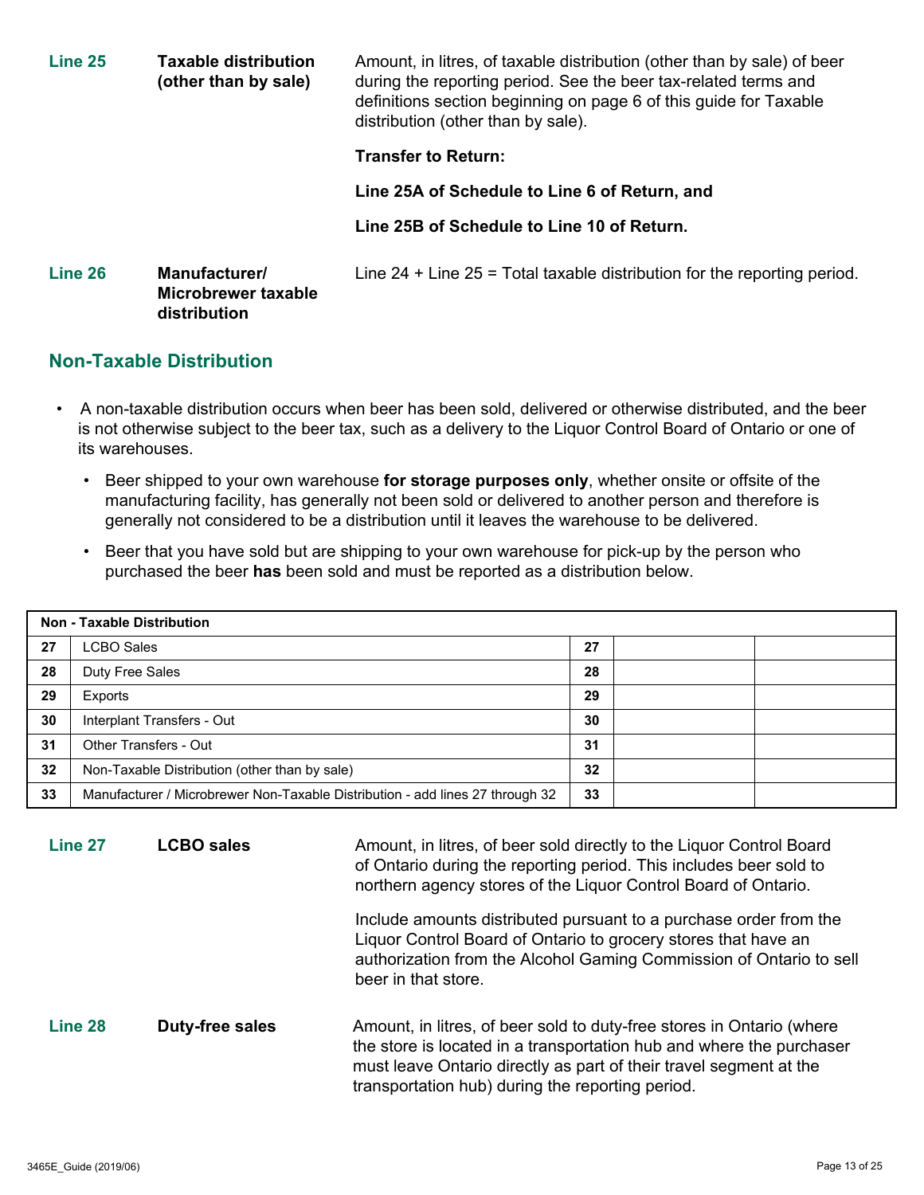**Line 25** **Taxable distribution (other than by sale)**

Amount, in litres, of taxable distribution (other than by sale) of beer during the reporting period. See the beer tax-related terms and definitions section beginning on page 6 of this guide for Taxable distribution (other than by sale).

**Transfer to Return:**

**Line 25A of Schedule to Line 6 of Return, and**

**Line 25B of Schedule to Line 10 of Return.**

**Line 26** **Manufacturer/ Microbrewer taxable distribution**

Line 24 + Line 25 = Total taxable distribution for the reporting period.

## Non-Taxable Distribution

- A non-taxable distribution occurs when beer has been sold, delivered or otherwise distributed, and the beer is not otherwise subject to the beer tax, such as a delivery to the Liquor Control Board of Ontario or one of its warehouses.
  - Beer shipped to your own warehouse **for storage purposes only**, whether onsite or offsite of the manufacturing facility, has generally not been sold or delivered to another person and therefore is generally not considered to be a distribution until it leaves the warehouse to be delivered.
  - Beer that you have sold but are shipping to your own warehouse for pick-up by the person who purchased the beer **has** been sold and must be reported as a distribution below.

| Non - Taxable Distribution | | | | |
|---|---|---|---|---|
| 27 | LCBO Sales | 27 | | |
| 28 | Duty Free Sales | 28 | | |
| 29 | Exports | 29 | | |
| 30 | Interplant Transfers - Out | 30 | | |
| 31 | Other Transfers - Out | 31 | | |
| 32 | Non-Taxable Distribution (other than by sale) | 32 | | |
| 33 | Manufacturer / Microbrewer Non-Taxable Distribution - add lines 27 through 32 | 33 | | |

**Line 27** **LCBO sales**

Amount, in litres, of beer sold directly to the Liquor Control Board of Ontario during the reporting period. This includes beer sold to northern agency stores of the Liquor Control Board of Ontario.

Include amounts distributed pursuant to a purchase order from the Liquor Control Board of Ontario to grocery stores that have an authorization from the Alcohol Gaming Commission of Ontario to sell beer in that store.

**Line 28** **Duty-free sales**

Amount, in litres, of beer sold to duty-free stores in Ontario (where the store is located in a transportation hub and where the purchaser must leave Ontario directly as part of their travel segment at the transportation hub) during the reporting period.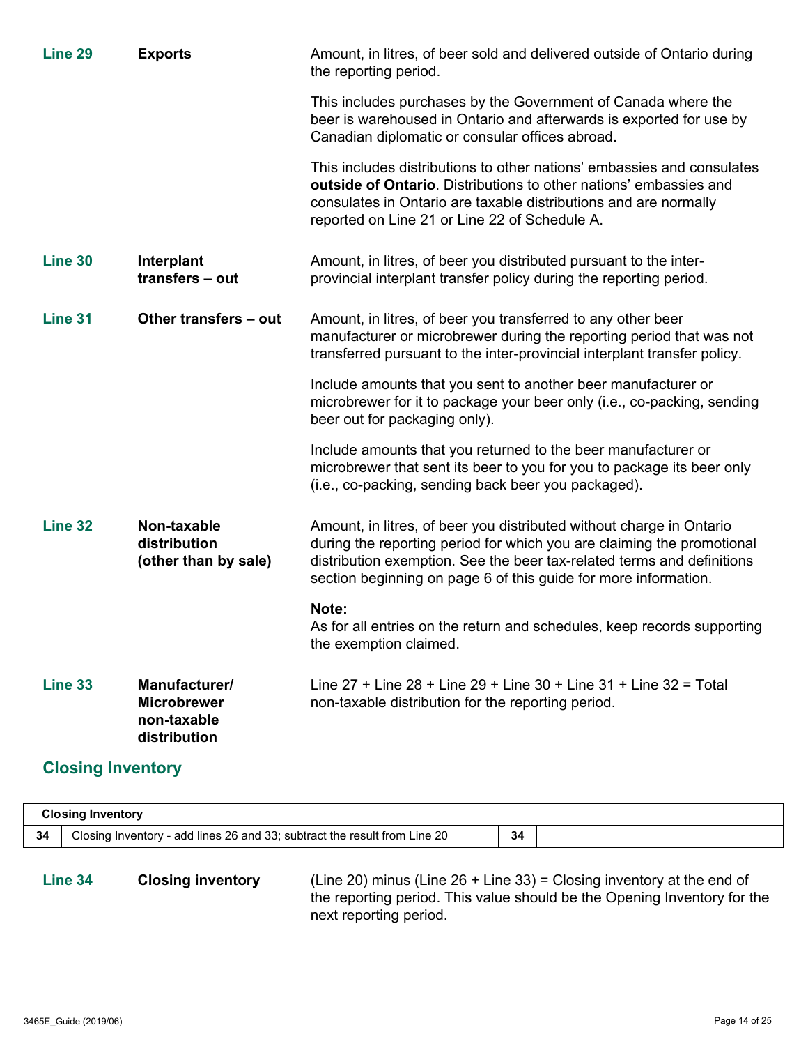**Line 29** **Exports**

Amount, in litres, of beer sold and delivered outside of Ontario during the reporting period.

This includes purchases by the Government of Canada where the beer is warehoused in Ontario and afterwards is exported for use by Canadian diplomatic or consular offices abroad.

This includes distributions to other nations' embassies and consulates **outside of Ontario**. Distributions to other nations' embassies and consulates in Ontario are taxable distributions and are normally reported on Line 21 or Line 22 of Schedule A.

**Line 30** **Interplant transfers – out**

Amount, in litres, of beer you distributed pursuant to the inter-provincial interplant transfer policy during the reporting period.

**Line 31** **Other transfers – out**

Amount, in litres, of beer you transferred to any other beer manufacturer or microbrewer during the reporting period that was not transferred pursuant to the inter-provincial interplant transfer policy.

Include amounts that you sent to another beer manufacturer or microbrewer for it to package your beer only (i.e., co-packing, sending beer out for packaging only).

Include amounts that you returned to the beer manufacturer or microbrewer that sent its beer to you for you to package its beer only (i.e., co-packing, sending back beer you packaged).

**Line 32** **Non-taxable distribution (other than by sale)**

Amount, in litres, of beer you distributed without charge in Ontario during the reporting period for which you are claiming the promotional distribution exemption. See the beer tax-related terms and definitions section beginning on page 6 of this guide for more information.

**Note:**
As for all entries on the return and schedules, keep records supporting the exemption claimed.

**Line 33** **Manufacturer/ Microbrewer non-taxable distribution**

Line 27 + Line 28 + Line 29 + Line 30 + Line 31 + Line 32 = Total non-taxable distribution for the reporting period.

## Closing Inventory

| Closing Inventory | | | | |
|---|---|---|---|---|
| 34 | Closing Inventory - add lines 26 and 33; subtract the result from Line 20 | 34 | | |

**Line 34** **Closing inventory**

(Line 20) minus (Line 26 + Line 33) = Closing inventory at the end of the reporting period. This value should be the Opening Inventory for the next reporting period.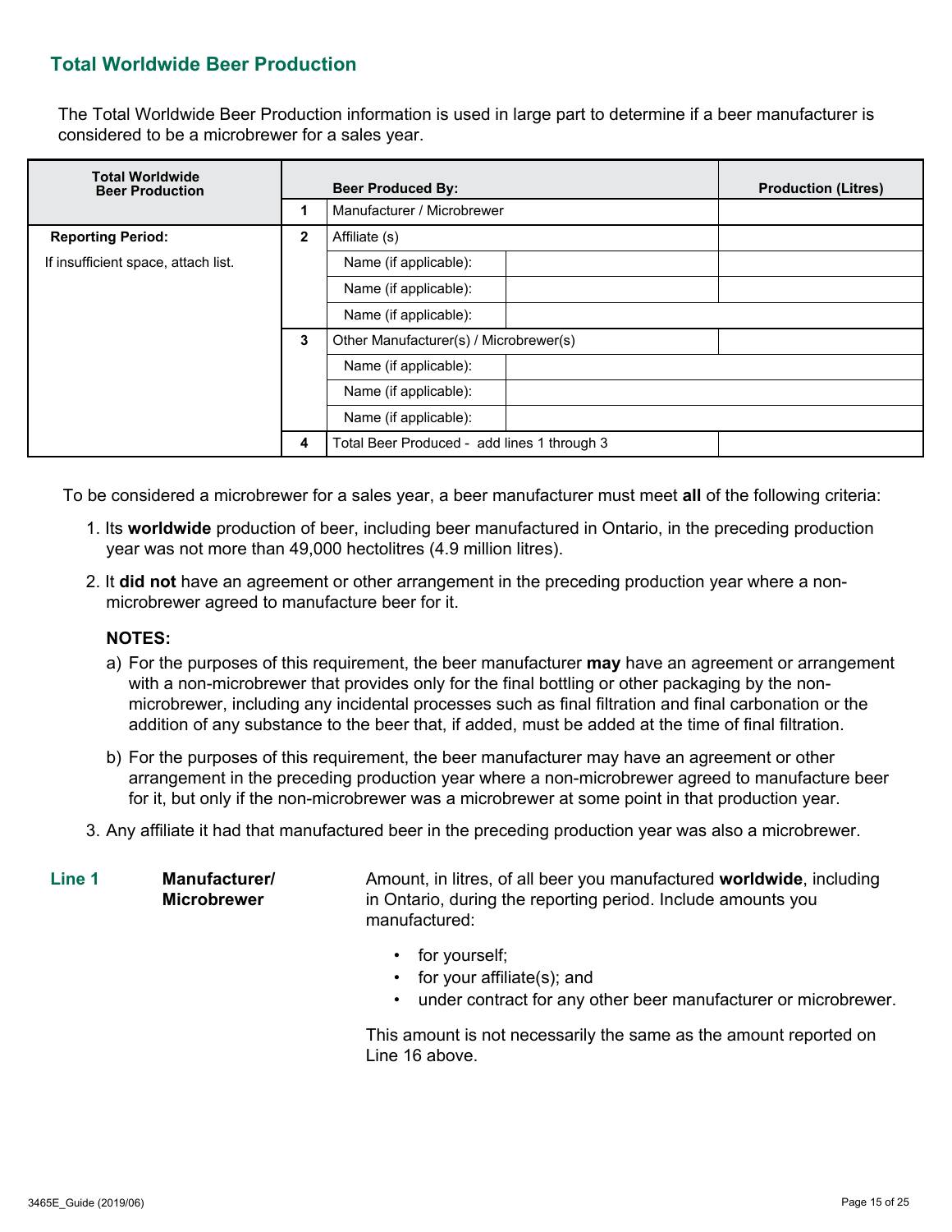## Total Worldwide Beer Production

The Total Worldwide Beer Production information is used in large part to determine if a beer manufacturer is considered to be a microbrewer for a sales year.

| Total Worldwide Beer Production | | Beer Produced By: | | Production (Litres) |
|---|---|---|---|---|
| | 1 | Manufacturer / Microbrewer | | |
| Reporting Period: | 2 | Affiliate (s) | | |
| If insufficient space, attach list. | | Name (if applicable): | | |
| | | Name (if applicable): | | |
| | | Name (if applicable): | | |
| | 3 | Other Manufacturer(s) / Microbrewer(s) | | |
| | | Name (if applicable): | | |
| | | Name (if applicable): | | |
| | | Name (if applicable): | | |
| | 4 | Total Beer Produced - add lines 1 through 3 | | |

To be considered a microbrewer for a sales year, a beer manufacturer must meet **all** of the following criteria:

1. Its **worldwide** production of beer, including beer manufactured in Ontario, in the preceding production year was not more than 49,000 hectolitres (4.9 million litres).
2. It **did not** have an agreement or other arrangement in the preceding production year where a non-microbrewer agreed to manufacture beer for it.

   **NOTES:**

   a) For the purposes of this requirement, the beer manufacturer **may** have an agreement or arrangement with a non-microbrewer that provides only for the final bottling or other packaging by the non-microbrewer, including any incidental processes such as final filtration and final carbonation or the addition of any substance to the beer that, if added, must be added at the time of final filtration.

   b) For the purposes of this requirement, the beer manufacturer may have an agreement or other arrangement in the preceding production year where a non-microbrewer agreed to manufacture beer for it, but only if the non-microbrewer was a microbrewer at some point in that production year.
3. Any affiliate it had that manufactured beer in the preceding production year was also a microbrewer.

**Line 1** **Manufacturer/ Microbrewer**

Amount, in litres, of all beer you manufactured **worldwide**, including in Ontario, during the reporting period. Include amounts you manufactured:

- for yourself;
- for your affiliate(s); and
- under contract for any other beer manufacturer or microbrewer.

This amount is not necessarily the same as the amount reported on Line 16 above.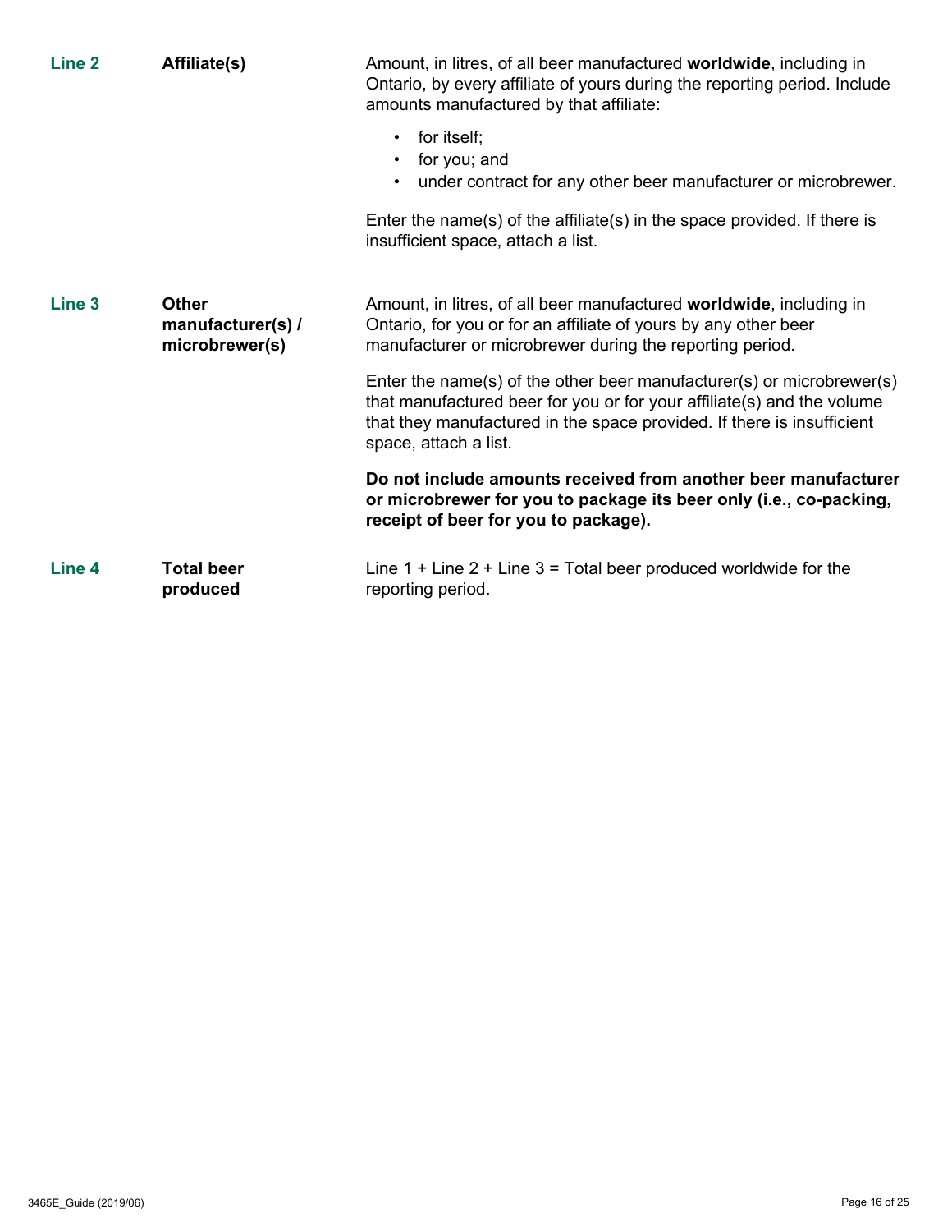| Line | Item | Description |
|---|---|---|
| **Line 2** | **Affiliate(s)** | Amount, in litres, of all beer manufactured **worldwide**, including in Ontario, by every affiliate of yours during the reporting period. Include amounts manufactured by that affiliate:<br>• for itself;<br>• for you; and<br>• under contract for any other beer manufacturer or microbrewer.<br><br>Enter the name(s) of the affiliate(s) in the space provided. If there is insufficient space, attach a list. |
| **Line 3** | **Other manufacturer(s) / microbrewer(s)** | Amount, in litres, of all beer manufactured **worldwide**, including in Ontario, for you or for an affiliate of yours by any other beer manufacturer or microbrewer during the reporting period.<br><br>Enter the name(s) of the other beer manufacturer(s) or microbrewer(s) that manufactured beer for you or for your affiliate(s) and the volume that they manufactured in the space provided. If there is insufficient space, attach a list.<br><br>**Do not include amounts received from another beer manufacturer or microbrewer for you to package its beer only (i.e., co-packing, receipt of beer for you to package).** |
| **Line 4** | **Total beer produced** | Line 1 + Line 2 + Line 3 = Total beer produced worldwide for the reporting period. |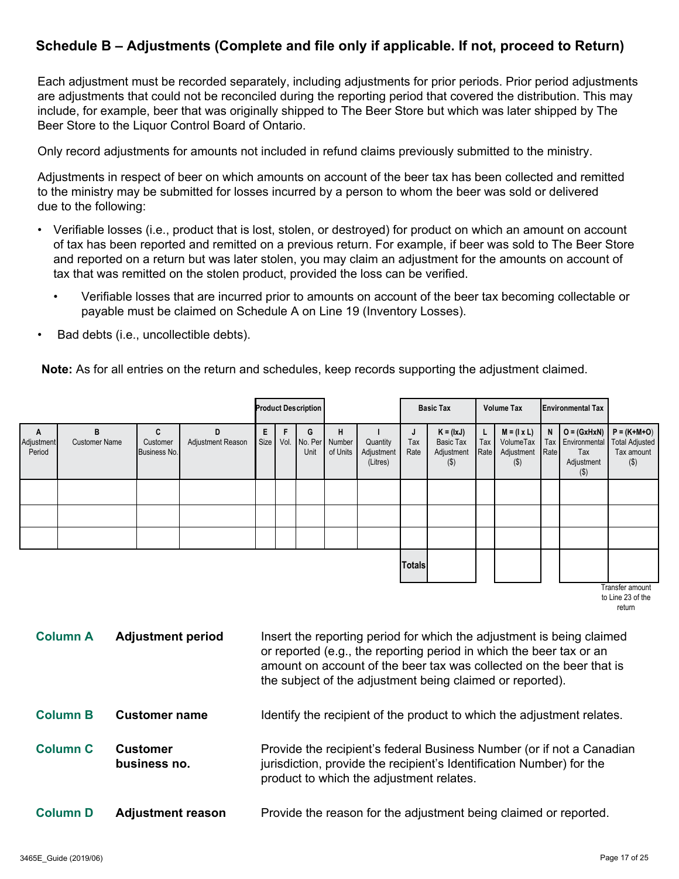## Schedule B – Adjustments (Complete and file only if applicable. If not, proceed to Return)

Each adjustment must be recorded separately, including adjustments for prior periods. Prior period adjustments are adjustments that could not be reconciled during the reporting period that covered the distribution. This may include, for example, beer that was originally shipped to The Beer Store but which was later shipped by The Beer Store to the Liquor Control Board of Ontario.

Only record adjustments for amounts not included in refund claims previously submitted to the ministry.

Adjustments in respect of beer on which amounts on account of the beer tax has been collected and remitted to the ministry may be submitted for losses incurred by a person to whom the beer was sold or delivered due to the following:

- Verifiable losses (i.e., product that is lost, stolen, or destroyed) for product on which an amount on account of tax has been reported and remitted on a previous return. For example, if beer was sold to The Beer Store and reported on a return but was later stolen, you may claim an adjustment for the amounts on account of tax that was remitted on the stolen product, provided the loss can be verified.
  - Verifiable losses that are incurred prior to amounts on account of the beer tax becoming collectable or payable must be claimed on Schedule A on Line 19 (Inventory Losses).
- Bad debts (i.e., uncollectible debts).

**Note:** As for all entries on the return and schedules, keep records supporting the adjustment claimed.

| | | | | Product Description | | | | | Basic Tax | | Volume Tax | | Environmental Tax | | |
|---|---|---|---|---|---|---|---|---|---|---|---|---|---|---|---|
| A Adjustment Period | B Customer Name | C Customer Business No. | D Adjustment Reason | E Size | F Vol. | G No. Per Unit | H Number of Units | I Quantity Adjustment (Litres) | J Tax Rate | K = (IxJ) Basic Tax Adjustment ($) | L Tax Rate | M = (I x L) VolumeTax Adjustment ($) | N Tax Rate | O = (GxHxN) Environmental Tax Adjustment ($) | P = (K+M+O) Total Adjusted Tax amount ($) |
| | | | | | | | | | | | | | | | |
| | | | | | | | | | | | | | | | |
| | | | | | | | | | | | | | | | |
| | | | | | | | | | Totals | | | | | | |

Transfer amount to Line 23 of the return

**Column A** **Adjustment period** Insert the reporting period for which the adjustment is being claimed or reported (e.g., the reporting period in which the beer tax or an amount on account of the beer tax was collected on the beer that is the subject of the adjustment being claimed or reported).

**Column B** **Customer name** Identify the recipient of the product to which the adjustment relates.

**Column C** **Customer business no.** Provide the recipient's federal Business Number (or if not a Canadian jurisdiction, provide the recipient's Identification Number) for the product to which the adjustment relates.

**Column D** **Adjustment reason** Provide the reason for the adjustment being claimed or reported.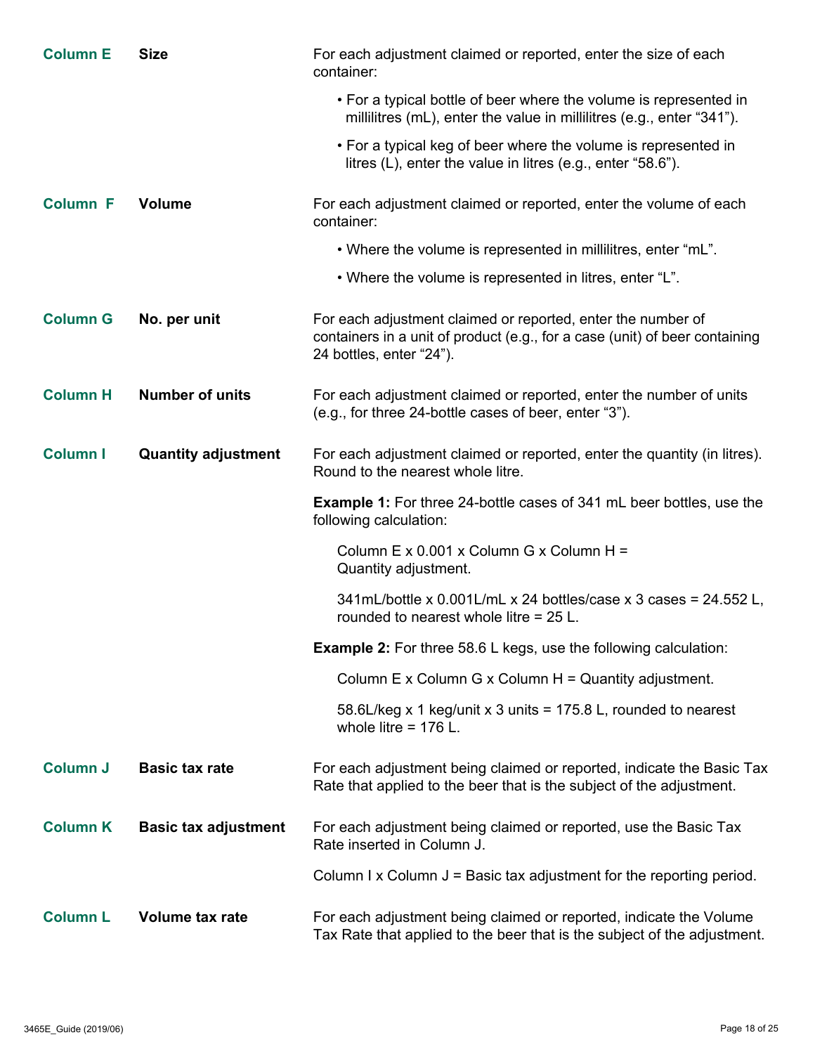**Column E** **Size**

For each adjustment claimed or reported, enter the size of each container:

- For a typical bottle of beer where the volume is represented in millilitres (mL), enter the value in millilitres (e.g., enter "341").
- For a typical keg of beer where the volume is represented in litres (L), enter the value in litres (e.g., enter "58.6").

**Column F** **Volume**

For each adjustment claimed or reported, enter the volume of each container:

- Where the volume is represented in millilitres, enter "mL".
- Where the volume is represented in litres, enter "L".

**Column G** **No. per unit**

For each adjustment claimed or reported, enter the number of containers in a unit of product (e.g., for a case (unit) of beer containing 24 bottles, enter "24").

**Column H** **Number of units**

For each adjustment claimed or reported, enter the number of units (e.g., for three 24-bottle cases of beer, enter "3").

**Column I** **Quantity adjustment**

For each adjustment claimed or reported, enter the quantity (in litres). Round to the nearest whole litre.

**Example 1:** For three 24-bottle cases of 341 mL beer bottles, use the following calculation:

Column E x 0.001 x Column G x Column H = Quantity adjustment.

341mL/bottle x 0.001L/mL x 24 bottles/case x 3 cases = 24.552 L, rounded to nearest whole litre = 25 L.

**Example 2:** For three 58.6 L kegs, use the following calculation:

Column E x Column G x Column H = Quantity adjustment.

58.6L/keg x 1 keg/unit x 3 units = 175.8 L, rounded to nearest whole litre = 176 L.

**Column J** **Basic tax rate**

For each adjustment being claimed or reported, indicate the Basic Tax Rate that applied to the beer that is the subject of the adjustment.

**Column K** **Basic tax adjustment**

For each adjustment being claimed or reported, use the Basic Tax Rate inserted in Column J.

Column I x Column J = Basic tax adjustment for the reporting period.

**Column L** **Volume tax rate**

For each adjustment being claimed or reported, indicate the Volume Tax Rate that applied to the beer that is the subject of the adjustment.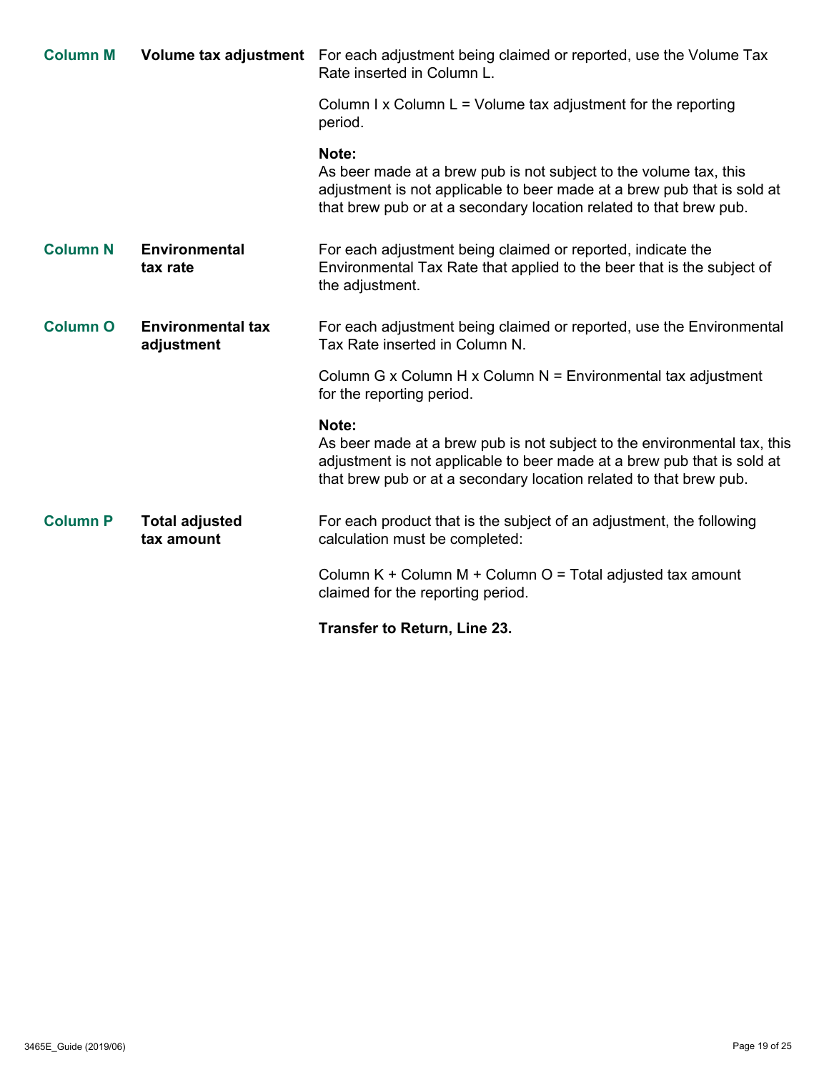| | | |
|---|---|---|
| **Column M** | **Volume tax adjustment** | For each adjustment being claimed or reported, use the Volume Tax Rate inserted in Column L.<br><br>Column I x Column L = Volume tax adjustment for the reporting period.<br><br>**Note:**<br>As beer made at a brew pub is not subject to the volume tax, this adjustment is not applicable to beer made at a brew pub that is sold at that brew pub or at a secondary location related to that brew pub. |
| **Column N** | **Environmental tax rate** | For each adjustment being claimed or reported, indicate the Environmental Tax Rate that applied to the beer that is the subject of the adjustment. |
| **Column O** | **Environmental tax adjustment** | For each adjustment being claimed or reported, use the Environmental Tax Rate inserted in Column N.<br><br>Column G x Column H x Column N = Environmental tax adjustment for the reporting period.<br><br>**Note:**<br>As beer made at a brew pub is not subject to the environmental tax, this adjustment is not applicable to beer made at a brew pub that is sold at that brew pub or at a secondary location related to that brew pub. |
| **Column P** | **Total adjusted tax amount** | For each product that is the subject of an adjustment, the following calculation must be completed:<br><br>Column K + Column M + Column O = Total adjusted tax amount claimed for the reporting period.<br><br>**Transfer to Return, Line 23.** |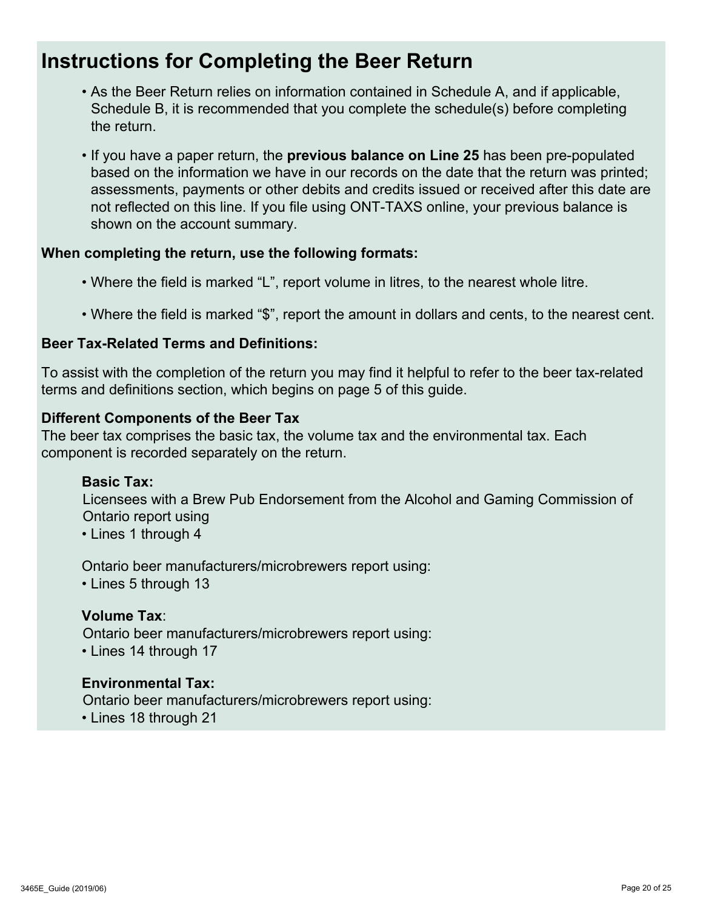# Instructions for Completing the Beer Return

- As the Beer Return relies on information contained in Schedule A, and if applicable, Schedule B, it is recommended that you complete the schedule(s) before completing the return.
- If you have a paper return, the **previous balance on Line 25** has been pre-populated based on the information we have in our records on the date that the return was printed; assessments, payments or other debits and credits issued or received after this date are not reflected on this line. If you file using ONT-TAXS online, your previous balance is shown on the account summary.

**When completing the return, use the following formats:**

- Where the field is marked "L", report volume in litres, to the nearest whole litre.
- Where the field is marked "$", report the amount in dollars and cents, to the nearest cent.

**Beer Tax-Related Terms and Definitions:**

To assist with the completion of the return you may find it helpful to refer to the beer tax-related terms and definitions section, which begins on page 5 of this guide.

**Different Components of the Beer Tax**

The beer tax comprises the basic tax, the volume tax and the environmental tax. Each component is recorded separately on the return.

**Basic Tax:**

Licensees with a Brew Pub Endorsement from the Alcohol and Gaming Commission of Ontario report using

- Lines 1 through 4

Ontario beer manufacturers/microbrewers report using:

- Lines 5 through 13

**Volume Tax**:

Ontario beer manufacturers/microbrewers report using:

- Lines 14 through 17

**Environmental Tax:**

Ontario beer manufacturers/microbrewers report using:

- Lines 18 through 21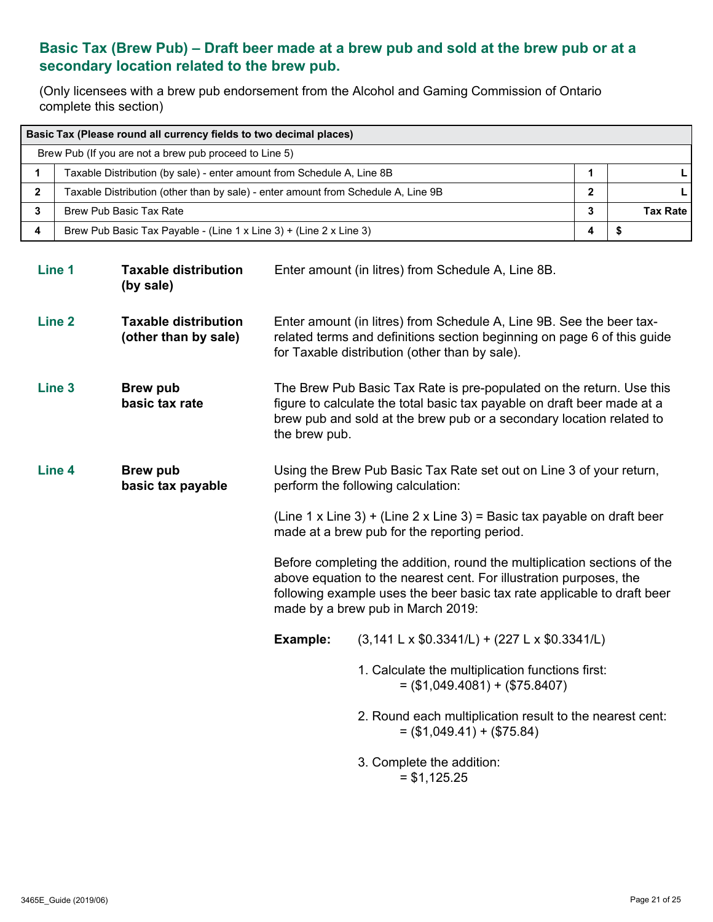## Basic Tax (Brew Pub) – Draft beer made at a brew pub and sold at the brew pub or at a secondary location related to the brew pub.

(Only licensees with a brew pub endorsement from the Alcohol and Gaming Commission of Ontario complete this section)

| Basic Tax (Please round all currency fields to two decimal places) | | | |
|---|---|---|---|
| Brew Pub (If you are not a brew pub proceed to Line 5) | | | |
| 1 | Taxable Distribution (by sale) - enter amount from Schedule A, Line 8B | 1 | L |
| 2 | Taxable Distribution (other than by sale) - enter amount from Schedule A, Line 9B | 2 | L |
| 3 | Brew Pub Basic Tax Rate | 3 | Tax Rate |
| 4 | Brew Pub Basic Tax Payable - (Line 1 x Line 3) + (Line 2 x Line 3) | 4 | $ |

**Line 1** **Taxable distribution (by sale)**

Enter amount (in litres) from Schedule A, Line 8B.

**Line 2** **Taxable distribution (other than by sale)**

Enter amount (in litres) from Schedule A, Line 9B. See the beer tax-related terms and definitions section beginning on page 6 of this guide for Taxable distribution (other than by sale).

**Line 3** **Brew pub basic tax rate**

The Brew Pub Basic Tax Rate is pre-populated on the return. Use this figure to calculate the total basic tax payable on draft beer made at a brew pub and sold at the brew pub or a secondary location related to the brew pub.

**Line 4** **Brew pub basic tax payable**

Using the Brew Pub Basic Tax Rate set out on Line 3 of your return, perform the following calculation:

(Line 1 x Line 3) + (Line 2 x Line 3) = Basic tax payable on draft beer made at a brew pub for the reporting period.

Before completing the addition, round the multiplication sections of the above equation to the nearest cent. For illustration purposes, the following example uses the beer basic tax rate applicable to draft beer made by a brew pub in March 2019:

**Example:** (3,141 L x $0.3341/L) + (227 L x $0.3341/L)

1. Calculate the multiplication functions first:
   = ($1,049.4081) + ($75.8407)
2. Round each multiplication result to the nearest cent:
   = ($1,049.41) + ($75.84)
3. Complete the addition:
   = $1,125.25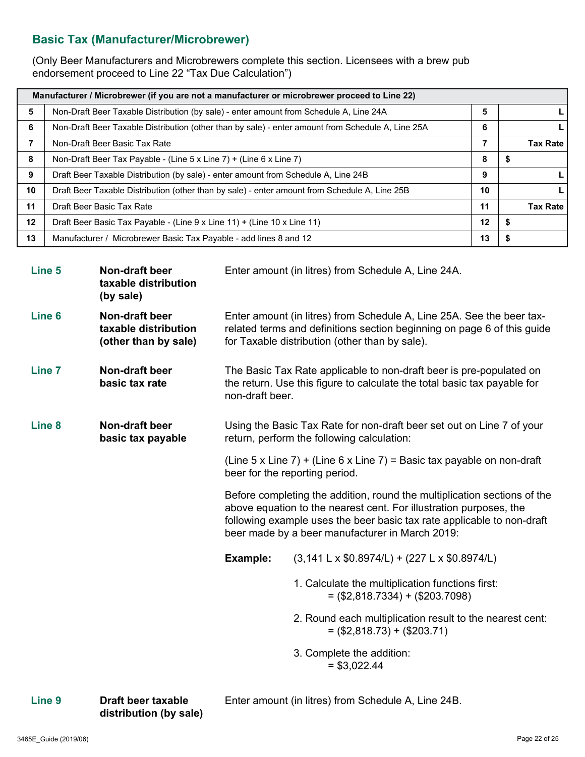## Basic Tax (Manufacturer/Microbrewer)

(Only Beer Manufacturers and Microbrewers complete this section. Licensees with a brew pub endorsement proceed to Line 22 "Tax Due Calculation")

| Manufacturer / Microbrewer (if you are not a manufacturer or microbrewer proceed to Line 22) | | | |
|---|---|---|---|
| 5 | Non-Draft Beer Taxable Distribution (by sale) - enter amount from Schedule A, Line 24A | 5 | L |
| 6 | Non-Draft Beer Taxable Distribution (other than by sale) - enter amount from Schedule A, Line 25A | 6 | L |
| 7 | Non-Draft Beer Basic Tax Rate | 7 | Tax Rate |
| 8 | Non-Draft Beer Tax Payable - (Line 5 x Line 7) + (Line 6 x Line 7) | 8 | $ |
| 9 | Draft Beer Taxable Distribution (by sale) - enter amount from Schedule A, Line 24B | 9 | L |
| 10 | Draft Beer Taxable Distribution (other than by sale) - enter amount from Schedule A, Line 25B | 10 | L |
| 11 | Draft Beer Basic Tax Rate | 11 | Tax Rate |
| 12 | Draft Beer Basic Tax Payable - (Line 9 x Line 11) + (Line 10 x Line 11) | 12 | $ |
| 13 | Manufacturer / Microbrewer Basic Tax Payable - add lines 8 and 12 | 13 | $ |

**Line 5** **Non-draft beer taxable distribution (by sale)**

Enter amount (in litres) from Schedule A, Line 24A.

**Line 6** **Non-draft beer taxable distribution (other than by sale)**

Enter amount (in litres) from Schedule A, Line 25A. See the beer tax-related terms and definitions section beginning on page 6 of this guide for Taxable distribution (other than by sale).

**Line 7** **Non-draft beer basic tax rate**

The Basic Tax Rate applicable to non-draft beer is pre-populated on the return. Use this figure to calculate the total basic tax payable for non-draft beer.

**Line 8** **Non-draft beer basic tax payable**

Using the Basic Tax Rate for non-draft beer set out on Line 7 of your return, perform the following calculation:

(Line 5 x Line 7) + (Line 6 x Line 7) = Basic tax payable on non-draft beer for the reporting period.

Before completing the addition, round the multiplication sections of the above equation to the nearest cent. For illustration purposes, the following example uses the beer basic tax rate applicable to non-draft beer made by a beer manufacturer in March 2019:

**Example:** (3,141 L x $0.8974/L) + (227 L x $0.8974/L)

1. Calculate the multiplication functions first:
   = ($2,818.7334) + ($203.7098)
2. Round each multiplication result to the nearest cent:
   = ($2,818.73) + ($203.71)
3. Complete the addition:
   = $3,022.44

**Line 9** **Draft beer taxable distribution (by sale)**

Enter amount (in litres) from Schedule A, Line 24B.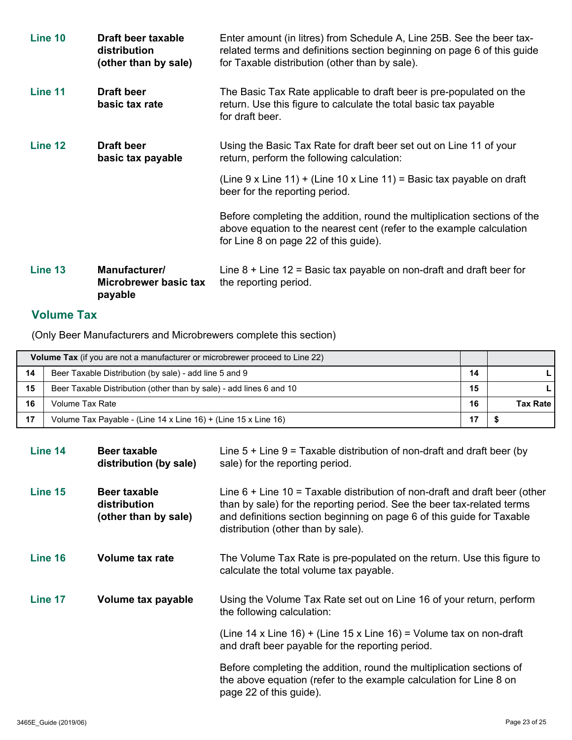**Line 10** | **Draft beer taxable distribution (other than by sale)**

Enter amount (in litres) from Schedule A, Line 25B. See the beer tax-related terms and definitions section beginning on page 6 of this guide for Taxable distribution (other than by sale).

**Line 11** | **Draft beer basic tax rate**

The Basic Tax Rate applicable to draft beer is pre-populated on the return. Use this figure to calculate the total basic tax payable for draft beer.

**Line 12** | **Draft beer basic tax payable**

Using the Basic Tax Rate for draft beer set out on Line 11 of your return, perform the following calculation:

(Line 9 x Line 11) + (Line 10 x Line 11) = Basic tax payable on draft beer for the reporting period.

Before completing the addition, round the multiplication sections of the above equation to the nearest cent (refer to the example calculation for Line 8 on page 22 of this guide).

**Line 13** | **Manufacturer/ Microbrewer basic tax payable**

Line 8 + Line 12 = Basic tax payable on non-draft and draft beer for the reporting period.

## Volume Tax

(Only Beer Manufacturers and Microbrewers complete this section)

| | **Volume Tax** (if you are not a manufacturer or microbrewer proceed to Line 22) | | |
|---|---|---|---|
| 14 | Beer Taxable Distribution (by sale) - add line 5 and 9 | 14 | L |
| 15 | Beer Taxable Distribution (other than by sale) - add lines 6 and 10 | 15 | L |
| 16 | Volume Tax Rate | 16 | **Tax Rate** |
| 17 | Volume Tax Payable - (Line 14 x Line 16) + (Line 15 x Line 16) | 17 | $ |

**Line 14** | **Beer taxable distribution (by sale)**

Line 5 + Line 9 = Taxable distribution of non-draft and draft beer (by sale) for the reporting period.

**Line 15** | **Beer taxable distribution (other than by sale)**

Line 6 + Line 10 = Taxable distribution of non-draft and draft beer (other than by sale) for the reporting period. See the beer tax-related terms and definitions section beginning on page 6 of this guide for Taxable distribution (other than by sale).

**Line 16** | **Volume tax rate**

The Volume Tax Rate is pre-populated on the return. Use this figure to calculate the total volume tax payable.

**Line 17** | **Volume tax payable**

Using the Volume Tax Rate set out on Line 16 of your return, perform the following calculation:

(Line 14 x Line 16) + (Line 15 x Line 16) = Volume tax on non-draft and draft beer payable for the reporting period.

Before completing the addition, round the multiplication sections of the above equation (refer to the example calculation for Line 8 on page 22 of this guide).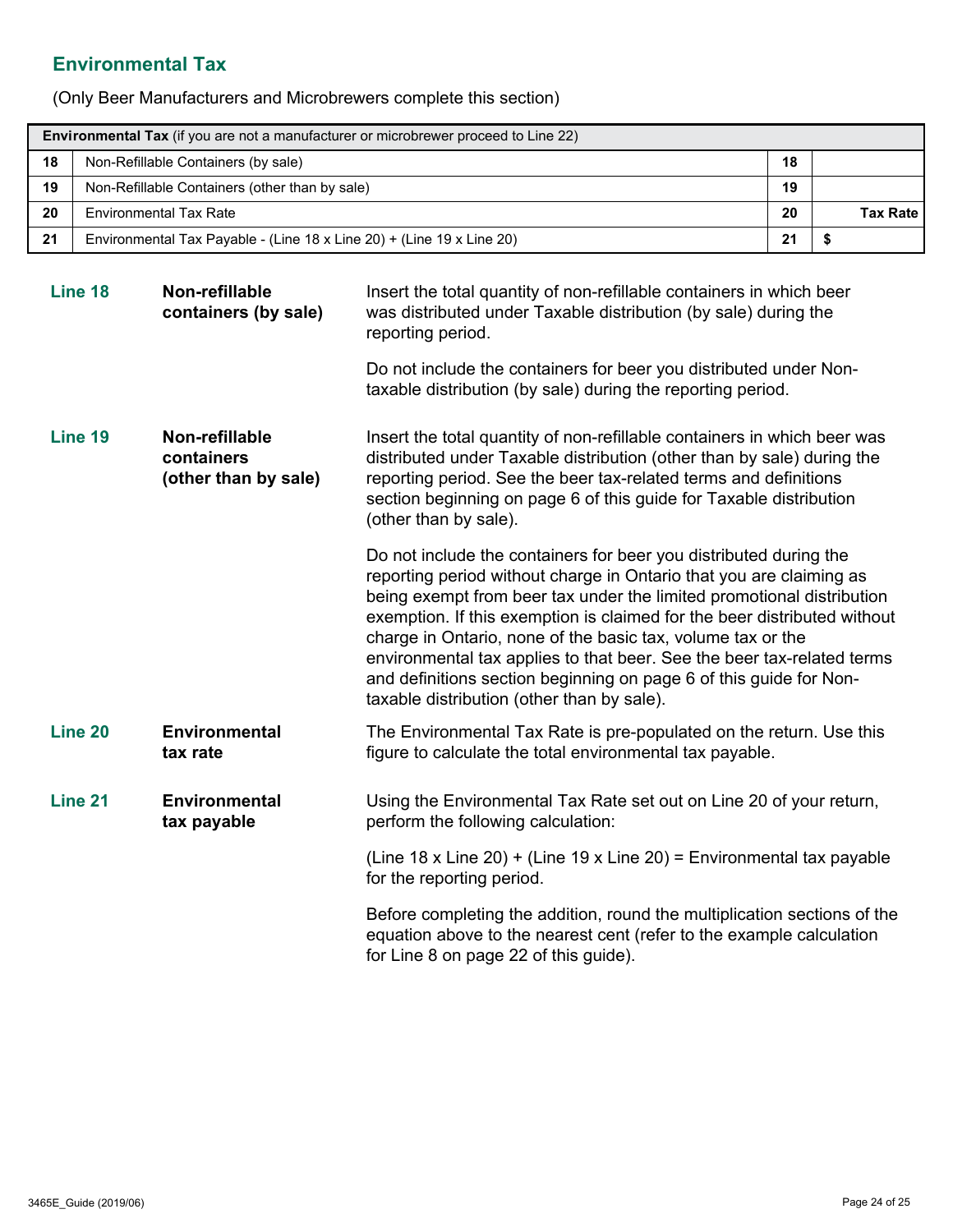## Environmental Tax

(Only Beer Manufacturers and Microbrewers complete this section)

| **Environmental Tax** (if you are not a manufacturer or microbrewer proceed to Line 22) | | | |
|---|---|---|---|
| 18 | Non-Refillable Containers (by sale) | 18 | |
| 19 | Non-Refillable Containers (other than by sale) | 19 | |
| 20 | Environmental Tax Rate | 20 | **Tax Rate** |
| 21 | Environmental Tax Payable - (Line 18 x Line 20) + (Line 19 x Line 20) | 21 | $ |

**Line 18** — **Non-refillable containers (by sale)**

Insert the total quantity of non-refillable containers in which beer was distributed under Taxable distribution (by sale) during the reporting period.

Do not include the containers for beer you distributed under Non-taxable distribution (by sale) during the reporting period.

**Line 19** — **Non-refillable containers (other than by sale)**

Insert the total quantity of non-refillable containers in which beer was distributed under Taxable distribution (other than by sale) during the reporting period. See the beer tax-related terms and definitions section beginning on page 6 of this guide for Taxable distribution (other than by sale).

Do not include the containers for beer you distributed during the reporting period without charge in Ontario that you are claiming as being exempt from beer tax under the limited promotional distribution exemption. If this exemption is claimed for the beer distributed without charge in Ontario, none of the basic tax, volume tax or the environmental tax applies to that beer. See the beer tax-related terms and definitions section beginning on page 6 of this guide for Non-taxable distribution (other than by sale).

**Line 20** — **Environmental tax rate**

The Environmental Tax Rate is pre-populated on the return. Use this figure to calculate the total environmental tax payable.

**Line 21** — **Environmental tax payable**

Using the Environmental Tax Rate set out on Line 20 of your return, perform the following calculation:

(Line 18 x Line 20) + (Line 19 x Line 20) = Environmental tax payable for the reporting period.

Before completing the addition, round the multiplication sections of the equation above to the nearest cent (refer to the example calculation for Line 8 on page 22 of this guide).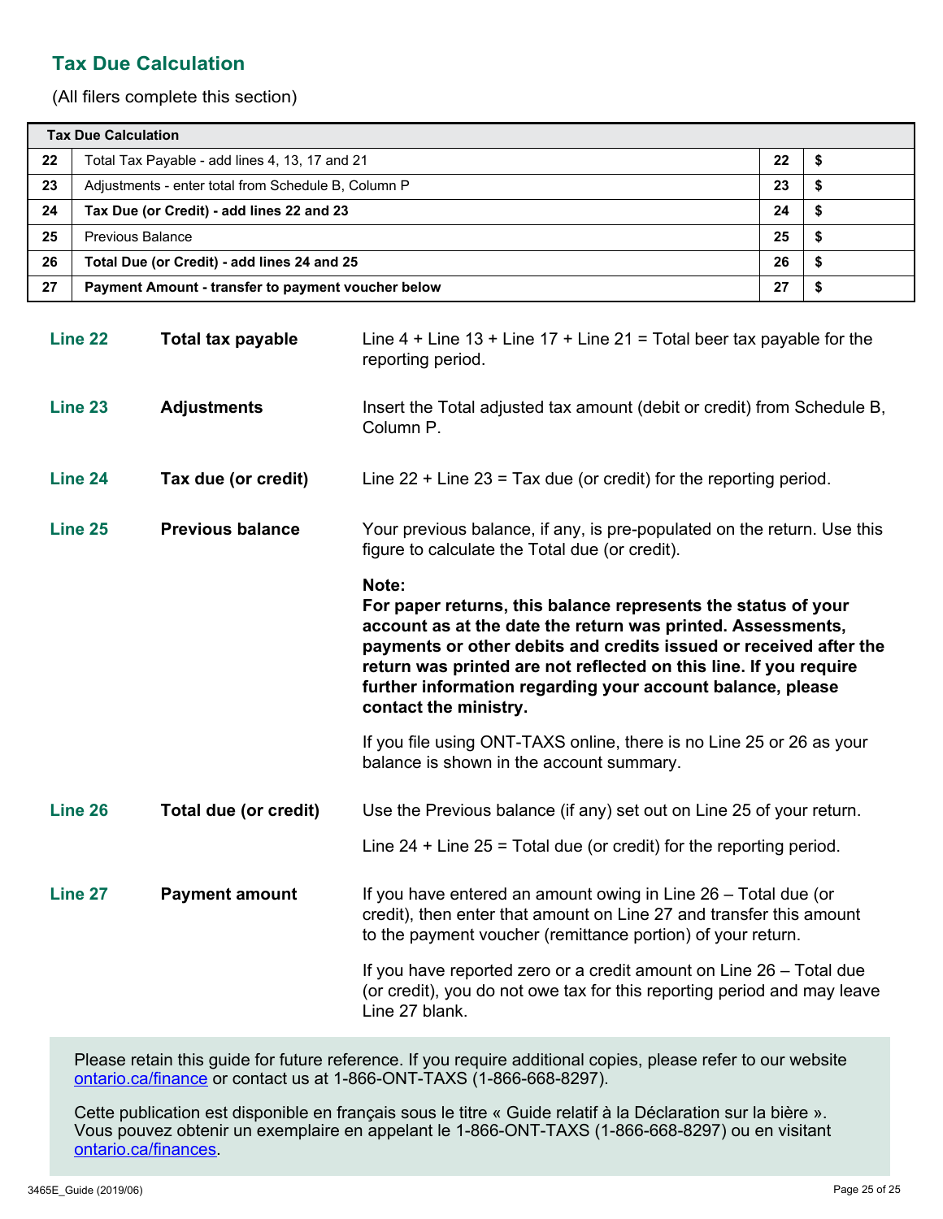## Tax Due Calculation

(All filers complete this section)

| Tax Due Calculation | | | |
|---|---|---|---|
| 22 | Total Tax Payable - add lines 4, 13, 17 and 21 | 22 | $ |
| 23 | Adjustments - enter total from Schedule B, Column P | 23 | $ |
| 24 | **Tax Due (or Credit) - add lines 22 and 23** | 24 | $ |
| 25 | Previous Balance | 25 | $ |
| 26 | **Total Due (or Credit) - add lines 24 and 25** | 26 | $ |
| 27 | **Payment Amount - transfer to payment voucher below** | 27 | $ |

**Line 22** **Total tax payable**

Line 4 + Line 13 + Line 17 + Line 21 = Total beer tax payable for the reporting period.

**Line 23** **Adjustments**

Insert the Total adjusted tax amount (debit or credit) from Schedule B, Column P.

**Line 24** **Tax due (or credit)**

Line 22 + Line 23 = Tax due (or credit) for the reporting period.

**Line 25** **Previous balance**

Your previous balance, if any, is pre-populated on the return. Use this figure to calculate the Total due (or credit).

**Note:**
**For paper returns, this balance represents the status of your account as at the date the return was printed. Assessments, payments or other debits and credits issued or received after the return was printed are not reflected on this line. If you require further information regarding your account balance, please contact the ministry.**

If you file using ONT-TAXS online, there is no Line 25 or 26 as your balance is shown in the account summary.

**Line 26** **Total due (or credit)**

Use the Previous balance (if any) set out on Line 25 of your return.

Line 24 + Line 25 = Total due (or credit) for the reporting period.

**Line 27** **Payment amount**

If you have entered an amount owing in Line 26 – Total due (or credit), then enter that amount on Line 27 and transfer this amount to the payment voucher (remittance portion) of your return.

If you have reported zero or a credit amount on Line 26 – Total due (or credit), you do not owe tax for this reporting period and may leave Line 27 blank.

Please retain this guide for future reference. If you require additional copies, please refer to our website ontario.ca/finance or contact us at 1-866-ONT-TAXS (1-866-668-8297).

Cette publication est disponible en français sous le titre « Guide relatif à la Déclaration sur la bière ». Vous pouvez obtenir un exemplaire en appelant le 1-866-ONT-TAXS (1-866-668-8297) ou en visitant ontario.ca/finances.

3465E_Guide (2019/06)